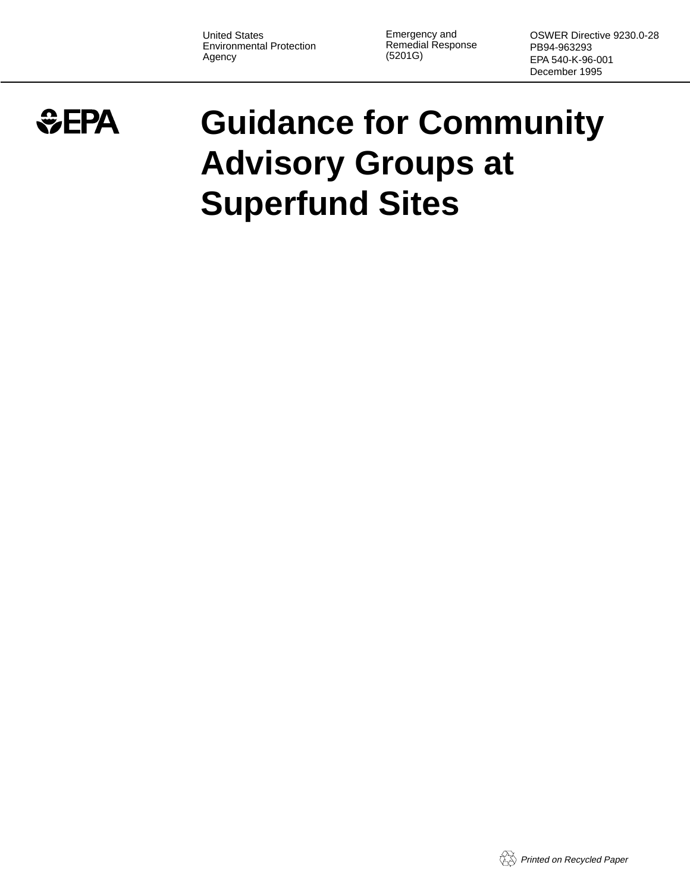United States
Environmental Protection
Agency

Emergency and
Remedial Response
(5201G)

OSWER Directive 9230.0-28
PB94-963293
EPA 540-K-96-001
December 1995

EPA

# Guidance for Community Advisory Groups at Superfund Sites

*Printed on Recycled Paper*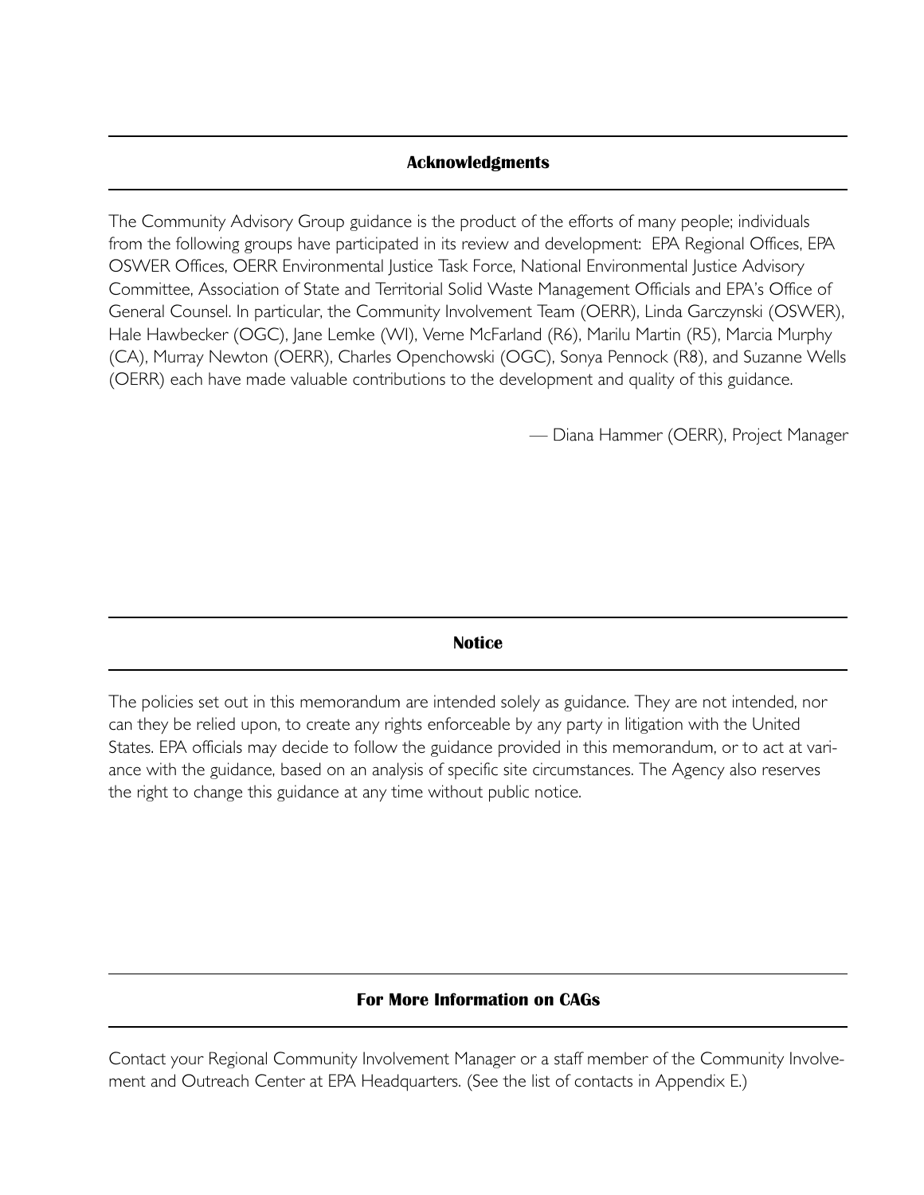## Acknowledgments

The Community Advisory Group guidance is the product of the efforts of many people; individuals from the following groups have participated in its review and development: EPA Regional Offices, EPA OSWER Offices, OERR Environmental Justice Task Force, National Environmental Justice Advisory Committee, Association of State and Territorial Solid Waste Management Officials and EPA's Office of General Counsel. In particular, the Community Involvement Team (OERR), Linda Garczynski (OSWER), Hale Hawbecker (OGC), Jane Lemke (WI), Verne McFarland (R6), Marilu Martin (R5), Marcia Murphy (CA), Murray Newton (OERR), Charles Openchowski (OGC), Sonya Pennock (R8), and Suzanne Wells (OERR) each have made valuable contributions to the development and quality of this guidance.

— Diana Hammer (OERR), Project Manager

## Notice

The policies set out in this memorandum are intended solely as guidance. They are not intended, nor can they be relied upon, to create any rights enforceable by any party in litigation with the United States. EPA officials may decide to follow the guidance provided in this memorandum, or to act at variance with the guidance, based on an analysis of specific site circumstances. The Agency also reserves the right to change this guidance at any time without public notice.

## For More Information on CAGs

Contact your Regional Community Involvement Manager or a staff member of the Community Involvement and Outreach Center at EPA Headquarters. (See the list of contacts in Appendix E.)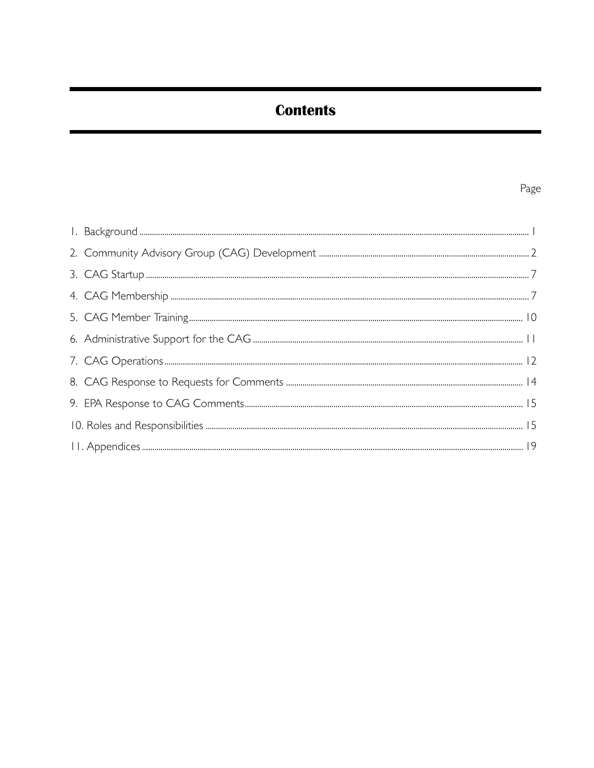# Contents

| | Page |
|---|---|
| 1. Background | 1 |
| 2. Community Advisory Group (CAG) Development | 2 |
| 3. CAG Startup | 7 |
| 4. CAG Membership | 7 |
| 5. CAG Member Training | 10 |
| 6. Administrative Support for the CAG | 11 |
| 7. CAG Operations | 12 |
| 8. CAG Response to Requests for Comments | 14 |
| 9. EPA Response to CAG Comments | 15 |
| 10. Roles and Responsibilities | 15 |
| 11. Appendices | 19 |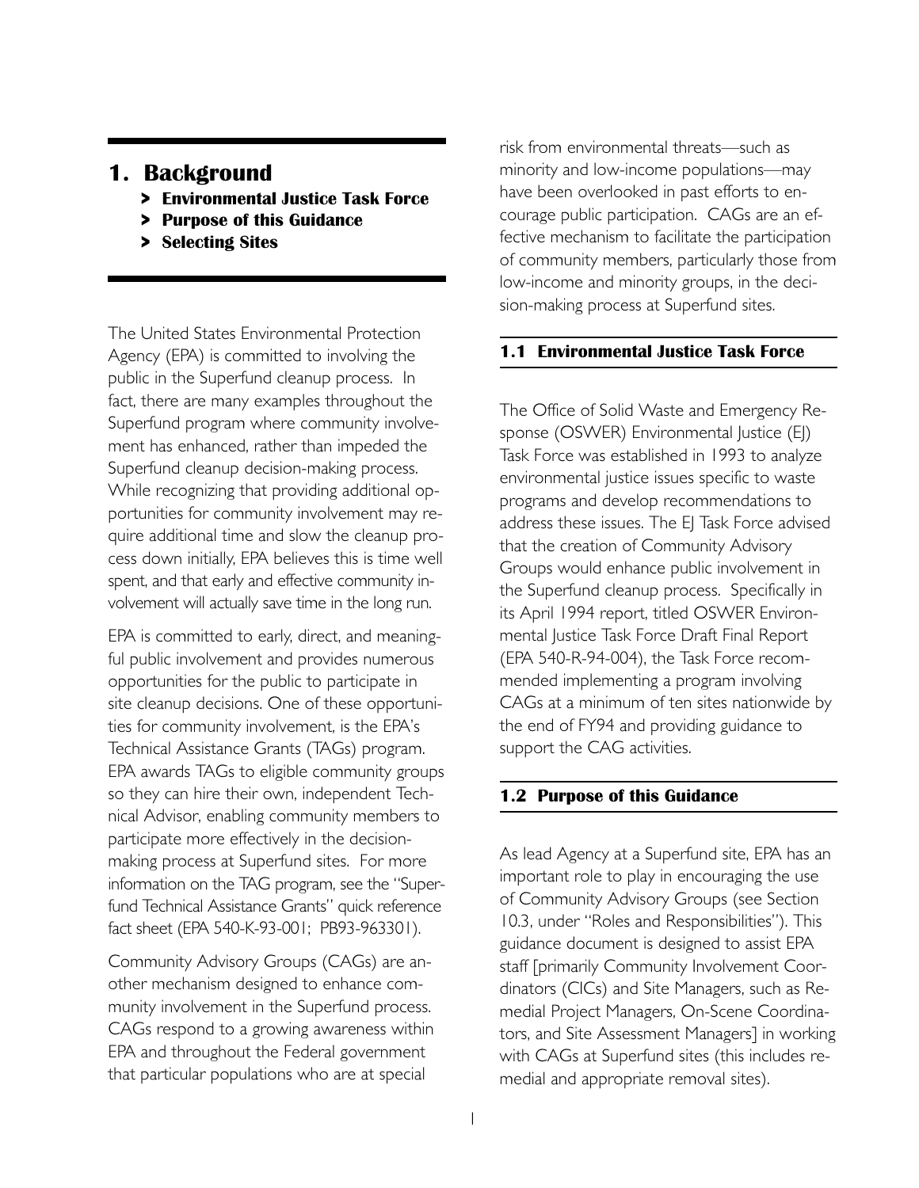# 1. Background

- > **Environmental Justice Task Force**
- > **Purpose of this Guidance**
- > **Selecting Sites**

The United States Environmental Protection Agency (EPA) is committed to involving the public in the Superfund cleanup process. In fact, there are many examples throughout the Superfund program where community involvement has enhanced, rather than impeded the Superfund cleanup decision-making process. While recognizing that providing additional opportunities for community involvement may require additional time and slow the cleanup process down initially, EPA believes this is time well spent, and that early and effective community involvement will actually save time in the long run.

EPA is committed to early, direct, and meaningful public involvement and provides numerous opportunities for the public to participate in site cleanup decisions. One of these opportunities for community involvement, is the EPA's Technical Assistance Grants (TAGs) program. EPA awards TAGs to eligible community groups so they can hire their own, independent Technical Advisor, enabling community members to participate more effectively in the decision-making process at Superfund sites. For more information on the TAG program, see the "Superfund Technical Assistance Grants" quick reference fact sheet (EPA 540-K-93-001; PB93-963301).

Community Advisory Groups (CAGs) are another mechanism designed to enhance community involvement in the Superfund process. CAGs respond to a growing awareness within EPA and throughout the Federal government that particular populations who are at special risk from environmental threats—such as minority and low-income populations—may have been overlooked in past efforts to encourage public participation. CAGs are an effective mechanism to facilitate the participation of community members, particularly those from low-income and minority groups, in the decision-making process at Superfund sites.

## 1.1 Environmental Justice Task Force

The Office of Solid Waste and Emergency Response (OSWER) Environmental Justice (EJ) Task Force was established in 1993 to analyze environmental justice issues specific to waste programs and develop recommendations to address these issues. The EJ Task Force advised that the creation of Community Advisory Groups would enhance public involvement in the Superfund cleanup process. Specifically in its April 1994 report, titled OSWER Environmental Justice Task Force Draft Final Report (EPA 540-R-94-004), the Task Force recommended implementing a program involving CAGs at a minimum of ten sites nationwide by the end of FY94 and providing guidance to support the CAG activities.

## 1.2 Purpose of this Guidance

As lead Agency at a Superfund site, EPA has an important role to play in encouraging the use of Community Advisory Groups (see Section 10.3, under "Roles and Responsibilities"). This guidance document is designed to assist EPA staff [primarily Community Involvement Coordinators (CICs) and Site Managers, such as Remedial Project Managers, On-Scene Coordinators, and Site Assessment Managers] in working with CAGs at Superfund sites (this includes remedial and appropriate removal sites).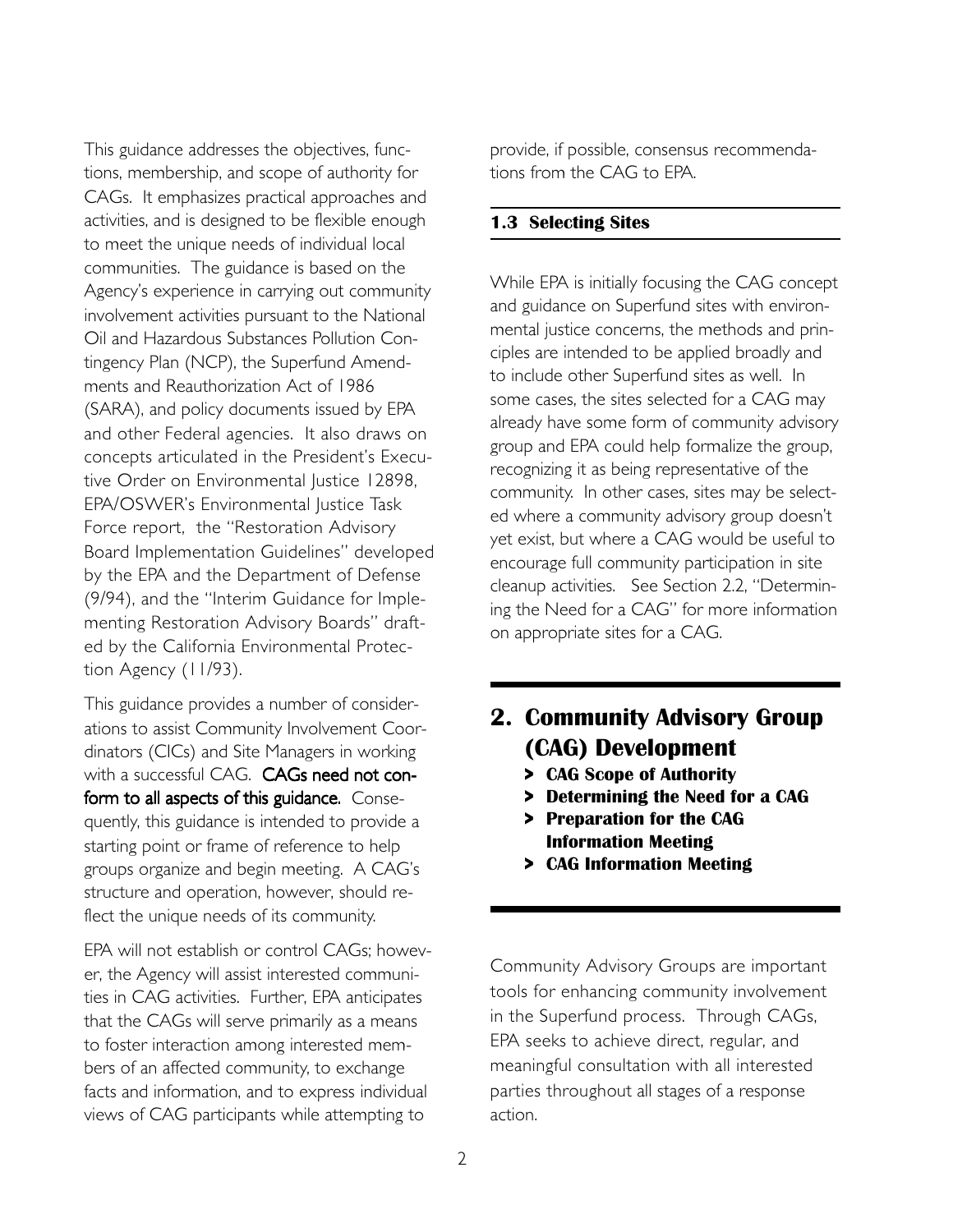This guidance addresses the objectives, functions, membership, and scope of authority for CAGs. It emphasizes practical approaches and activities, and is designed to be flexible enough to meet the unique needs of individual local communities. The guidance is based on the Agency's experience in carrying out community involvement activities pursuant to the National Oil and Hazardous Substances Pollution Contingency Plan (NCP), the Superfund Amendments and Reauthorization Act of 1986 (SARA), and policy documents issued by EPA and other Federal agencies. It also draws on concepts articulated in the President's Executive Order on Environmental Justice 12898, EPA/OSWER's Environmental Justice Task Force report, the "Restoration Advisory Board Implementation Guidelines" developed by the EPA and the Department of Defense (9/94), and the "Interim Guidance for Implementing Restoration Advisory Boards" drafted by the California Environmental Protection Agency (11/93).

This guidance provides a number of considerations to assist Community Involvement Coordinators (CICs) and Site Managers in working with a successful CAG. **CAGs need not conform to all aspects of this guidance.** Consequently, this guidance is intended to provide a starting point or frame of reference to help groups organize and begin meeting. A CAG's structure and operation, however, should reflect the unique needs of its community.

EPA will not establish or control CAGs; however, the Agency will assist interested communities in CAG activities. Further, EPA anticipates that the CAGs will serve primarily as a means to foster interaction among interested members of an affected community, to exchange facts and information, and to express individual views of CAG participants while attempting to provide, if possible, consensus recommendations from the CAG to EPA.

### 1.3 Selecting Sites

While EPA is initially focusing the CAG concept and guidance on Superfund sites with environmental justice concerns, the methods and principles are intended to be applied broadly and to include other Superfund sites as well. In some cases, the sites selected for a CAG may already have some form of community advisory group and EPA could help formalize the group, recognizing it as being representative of the community. In other cases, sites may be selected where a community advisory group doesn't yet exist, but where a CAG would be useful to encourage full community participation in site cleanup activities. See Section 2.2, "Determining the Need for a CAG" for more information on appropriate sites for a CAG.

## 2. Community Advisory Group (CAG) Development

- **CAG Scope of Authority**
- **Determining the Need for a CAG**
- **Preparation for the CAG Information Meeting**
- **CAG Information Meeting**

Community Advisory Groups are important tools for enhancing community involvement in the Superfund process. Through CAGs, EPA seeks to achieve direct, regular, and meaningful consultation with all interested parties throughout all stages of a response action.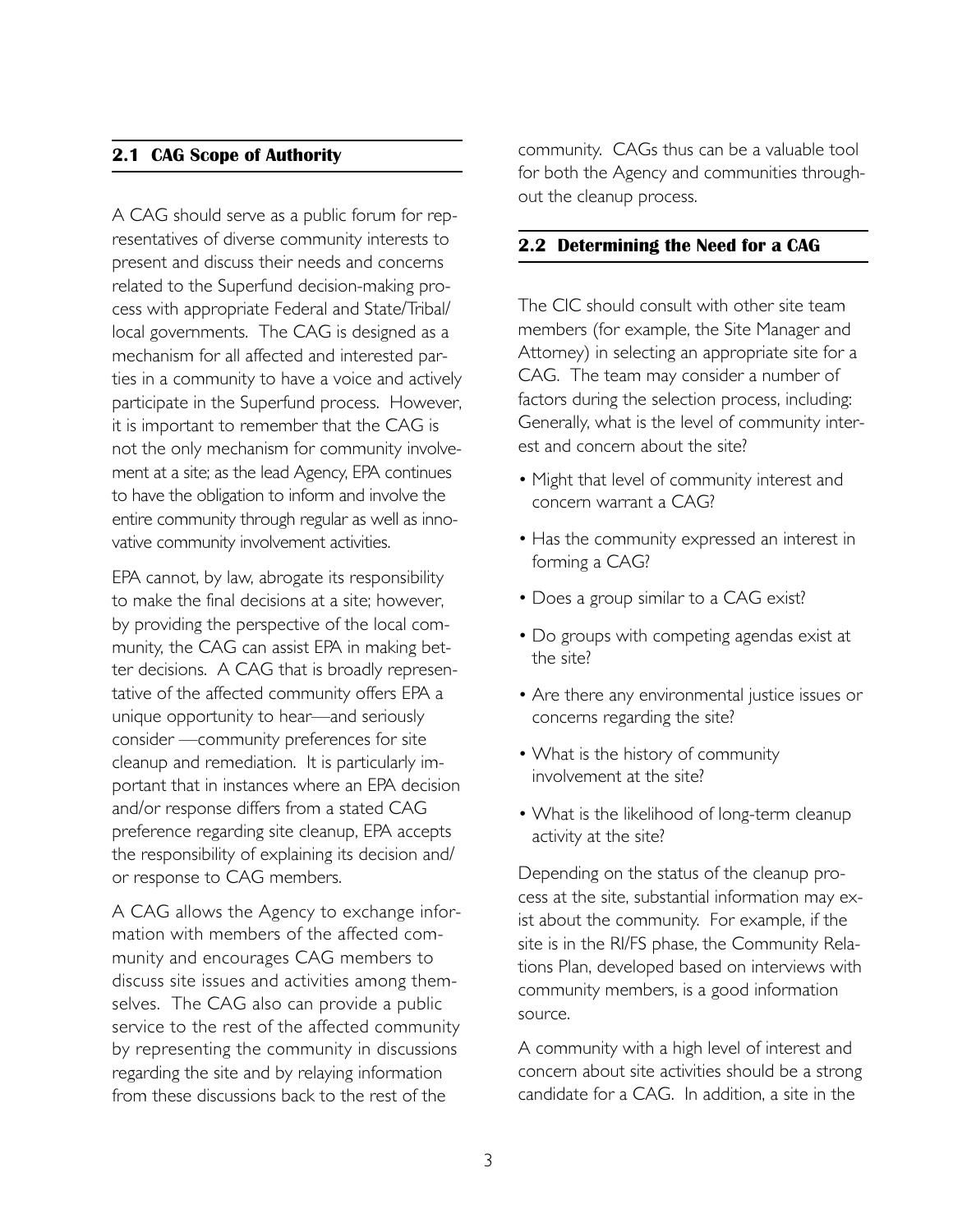## 2.1 CAG Scope of Authority

A CAG should serve as a public forum for representatives of diverse community interests to present and discuss their needs and concerns related to the Superfund decision-making process with appropriate Federal and State/Tribal/local governments. The CAG is designed as a mechanism for all affected and interested parties in a community to have a voice and actively participate in the Superfund process. However, it is important to remember that the CAG is not the only mechanism for community involvement at a site; as the lead Agency, EPA continues to have the obligation to inform and involve the entire community through regular as well as innovative community involvement activities.

EPA cannot, by law, abrogate its responsibility to make the final decisions at a site; however, by providing the perspective of the local community, the CAG can assist EPA in making better decisions. A CAG that is broadly representative of the affected community offers EPA a unique opportunity to hear—and seriously consider —community preferences for site cleanup and remediation. It is particularly important that in instances where an EPA decision and/or response differs from a stated CAG preference regarding site cleanup, EPA accepts the responsibility of explaining its decision and/or response to CAG members.

A CAG allows the Agency to exchange information with members of the affected community and encourages CAG members to discuss site issues and activities among themselves. The CAG also can provide a public service to the rest of the affected community by representing the community in discussions regarding the site and by relaying information from these discussions back to the rest of the community. CAGs thus can be a valuable tool for both the Agency and communities throughout the cleanup process.

## 2.2 Determining the Need for a CAG

The CIC should consult with other site team members (for example, the Site Manager and Attorney) in selecting an appropriate site for a CAG. The team may consider a number of factors during the selection process, including: Generally, what is the level of community interest and concern about the site?

- Might that level of community interest and concern warrant a CAG?
- Has the community expressed an interest in forming a CAG?
- Does a group similar to a CAG exist?
- Do groups with competing agendas exist at the site?
- Are there any environmental justice issues or concerns regarding the site?
- What is the history of community involvement at the site?
- What is the likelihood of long-term cleanup activity at the site?

Depending on the status of the cleanup process at the site, substantial information may exist about the community. For example, if the site is in the RI/FS phase, the Community Relations Plan, developed based on interviews with community members, is a good information source.

A community with a high level of interest and concern about site activities should be a strong candidate for a CAG. In addition, a site in the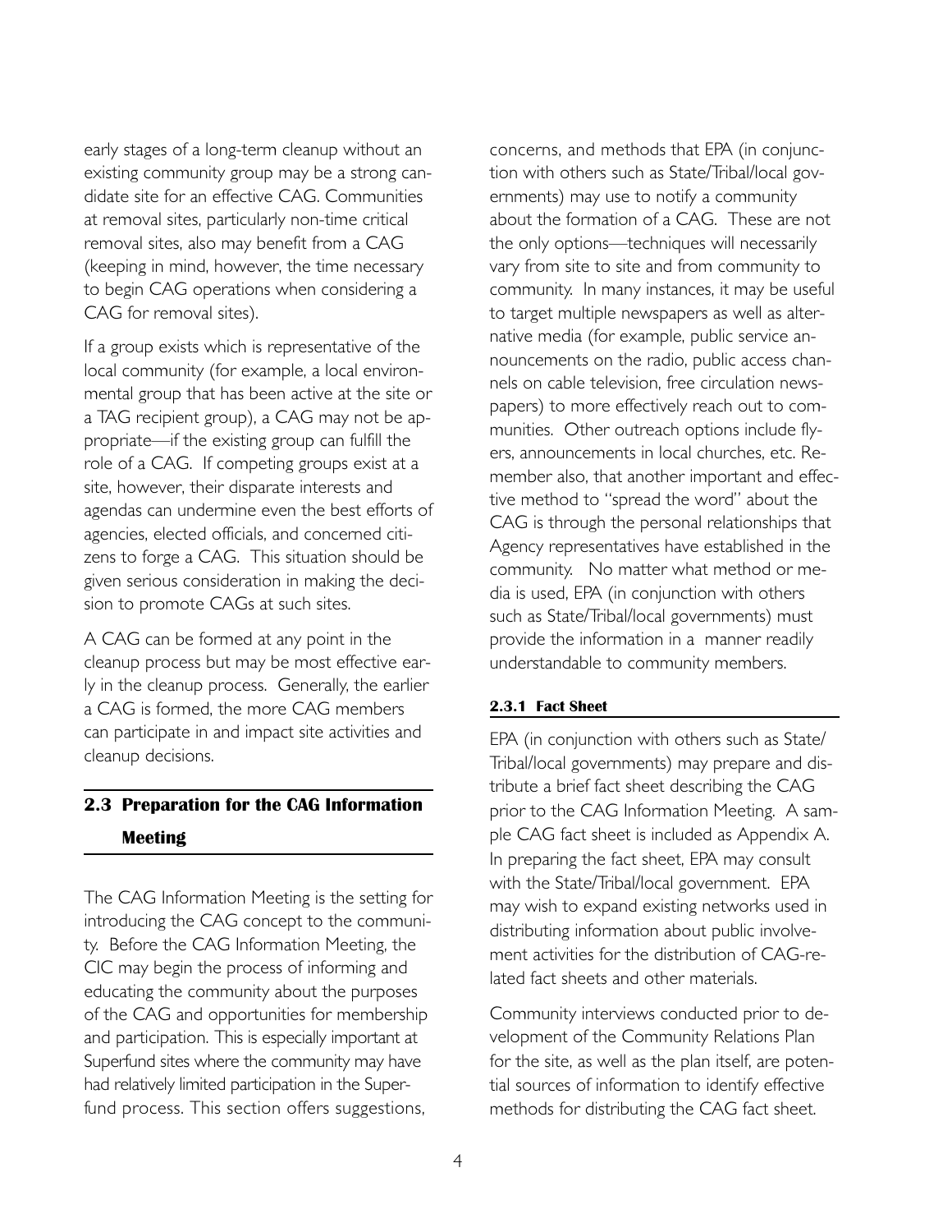early stages of a long-term cleanup without an existing community group may be a strong candidate site for an effective CAG. Communities at removal sites, particularly non-time critical removal sites, also may benefit from a CAG (keeping in mind, however, the time necessary to begin CAG operations when considering a CAG for removal sites).

If a group exists which is representative of the local community (for example, a local environmental group that has been active at the site or a TAG recipient group), a CAG may not be appropriate—if the existing group can fulfill the role of a CAG. If competing groups exist at a site, however, their disparate interests and agendas can undermine even the best efforts of agencies, elected officials, and concerned citizens to forge a CAG. This situation should be given serious consideration in making the decision to promote CAGs at such sites.

A CAG can be formed at any point in the cleanup process but may be most effective early in the cleanup process. Generally, the earlier a CAG is formed, the more CAG members can participate in and impact site activities and cleanup decisions.

## 2.3 Preparation for the CAG Information Meeting

The CAG Information Meeting is the setting for introducing the CAG concept to the community. Before the CAG Information Meeting, the CIC may begin the process of informing and educating the community about the purposes of the CAG and opportunities for membership and participation. This is especially important at Superfund sites where the community may have had relatively limited participation in the Superfund process. This section offers suggestions, concerns, and methods that EPA (in conjunction with others such as State/Tribal/local governments) may use to notify a community about the formation of a CAG. These are not the only options—techniques will necessarily vary from site to site and from community to community. In many instances, it may be useful to target multiple newspapers as well as alternative media (for example, public service announcements on the radio, public access channels on cable television, free circulation newspapers) to more effectively reach out to communities. Other outreach options include flyers, announcements in local churches, etc. Remember also, that another important and effective method to "spread the word" about the CAG is through the personal relationships that Agency representatives have established in the community. No matter what method or media is used, EPA (in conjunction with others such as State/Tribal/local governments) must provide the information in a manner readily understandable to community members.

### 2.3.1 Fact Sheet

EPA (in conjunction with others such as State/Tribal/local governments) may prepare and distribute a brief fact sheet describing the CAG prior to the CAG Information Meeting. A sample CAG fact sheet is included as Appendix A. In preparing the fact sheet, EPA may consult with the State/Tribal/local government. EPA may wish to expand existing networks used in distributing information about public involvement activities for the distribution of CAG-related fact sheets and other materials.

Community interviews conducted prior to development of the Community Relations Plan for the site, as well as the plan itself, are potential sources of information to identify effective methods for distributing the CAG fact sheet.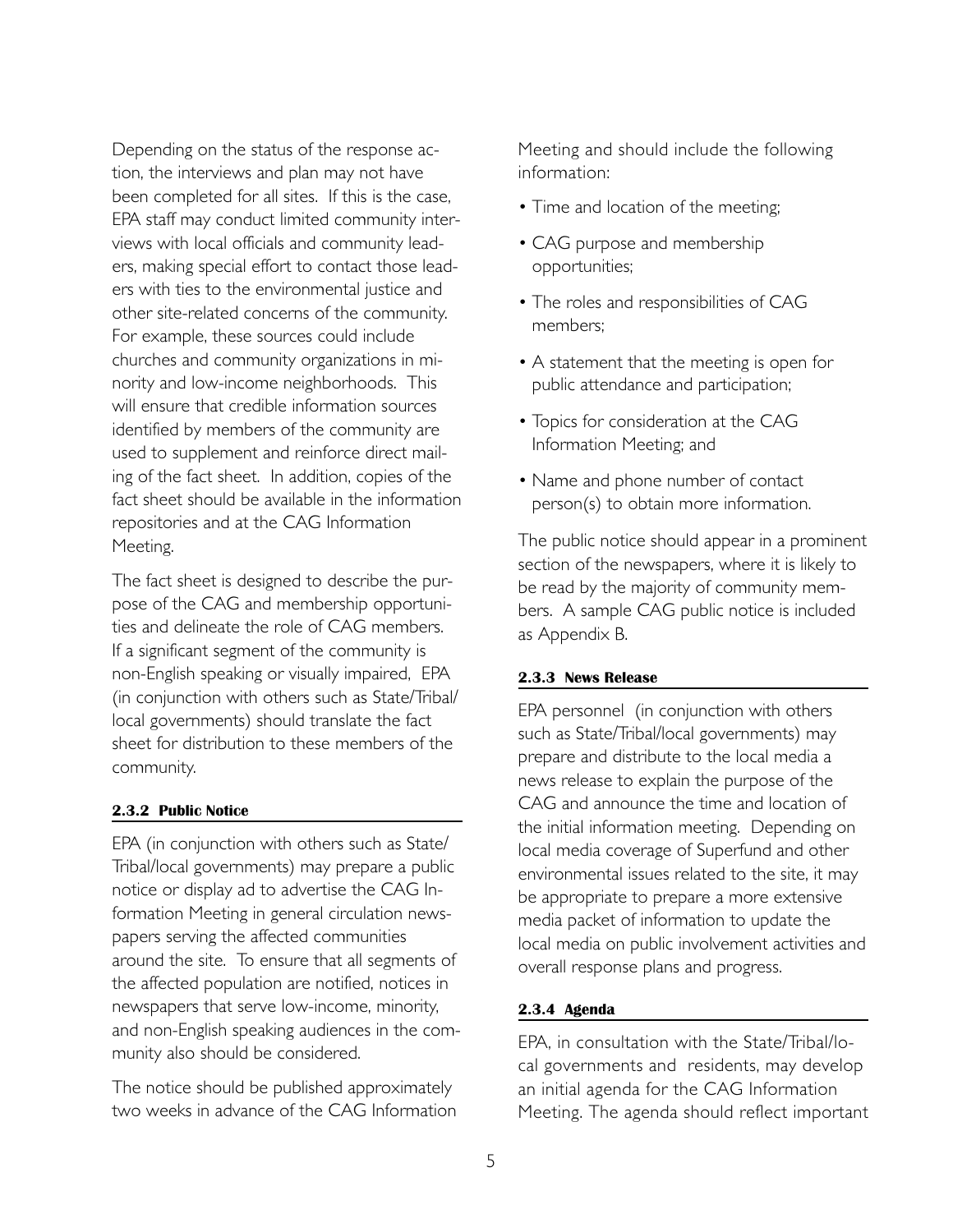Depending on the status of the response action, the interviews and plan may not have been completed for all sites. If this is the case, EPA staff may conduct limited community interviews with local officials and community leaders, making special effort to contact those leaders with ties to the environmental justice and other site-related concerns of the community. For example, these sources could include churches and community organizations in minority and low-income neighborhoods. This will ensure that credible information sources identified by members of the community are used to supplement and reinforce direct mailing of the fact sheet. In addition, copies of the fact sheet should be available in the information repositories and at the CAG Information Meeting.

The fact sheet is designed to describe the purpose of the CAG and membership opportunities and delineate the role of CAG members. If a significant segment of the community is non-English speaking or visually impaired, EPA (in conjunction with others such as State/Tribal/local governments) should translate the fact sheet for distribution to these members of the community.

#### 2.3.2 Public Notice

EPA (in conjunction with others such as State/Tribal/local governments) may prepare a public notice or display ad to advertise the CAG Information Meeting in general circulation newspapers serving the affected communities around the site. To ensure that all segments of the affected population are notified, notices in newspapers that serve low-income, minority, and non-English speaking audiences in the community also should be considered.

The notice should be published approximately two weeks in advance of the CAG Information Meeting and should include the following information:

- Time and location of the meeting;
- CAG purpose and membership opportunities;
- The roles and responsibilities of CAG members;
- A statement that the meeting is open for public attendance and participation;
- Topics for consideration at the CAG Information Meeting; and
- Name and phone number of contact person(s) to obtain more information.

The public notice should appear in a prominent section of the newspapers, where it is likely to be read by the majority of community members. A sample CAG public notice is included as Appendix B.

#### 2.3.3 News Release

EPA personnel (in conjunction with others such as State/Tribal/local governments) may prepare and distribute to the local media a news release to explain the purpose of the CAG and announce the time and location of the initial information meeting. Depending on local media coverage of Superfund and other environmental issues related to the site, it may be appropriate to prepare a more extensive media packet of information to update the local media on public involvement activities and overall response plans and progress.

#### 2.3.4 Agenda

EPA, in consultation with the State/Tribal/local governments and residents, may develop an initial agenda for the CAG Information Meeting. The agenda should reflect important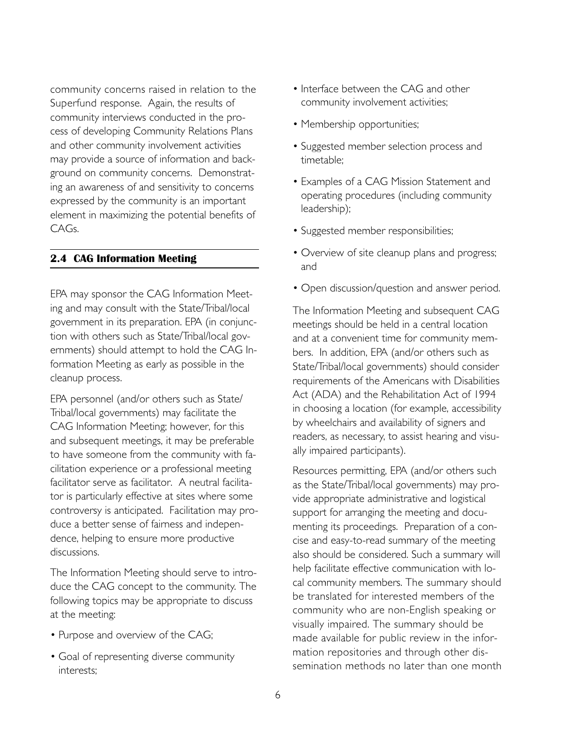community concerns raised in relation to the Superfund response. Again, the results of community interviews conducted in the process of developing Community Relations Plans and other community involvement activities may provide a source of information and background on community concerns. Demonstrating an awareness of and sensitivity to concerns expressed by the community is an important element in maximizing the potential benefits of CAGs.

## 2.4 CAG Information Meeting

EPA may sponsor the CAG Information Meeting and may consult with the State/Tribal/local government in its preparation. EPA (in conjunction with others such as State/Tribal/local governments) should attempt to hold the CAG Information Meeting as early as possible in the cleanup process.

EPA personnel (and/or others such as State/Tribal/local governments) may facilitate the CAG Information Meeting; however, for this and subsequent meetings, it may be preferable to have someone from the community with facilitation experience or a professional meeting facilitator serve as facilitator. A neutral facilitator is particularly effective at sites where some controversy is anticipated. Facilitation may produce a better sense of fairness and independence, helping to ensure more productive discussions.

The Information Meeting should serve to introduce the CAG concept to the community. The following topics may be appropriate to discuss at the meeting:

- Purpose and overview of the CAG;
- Goal of representing diverse community interests;
- Interface between the CAG and other community involvement activities;
- Membership opportunities;
- Suggested member selection process and timetable;
- Examples of a CAG Mission Statement and operating procedures (including community leadership);
- Suggested member responsibilities;
- Overview of site cleanup plans and progress; and
- Open discussion/question and answer period.

The Information Meeting and subsequent CAG meetings should be held in a central location and at a convenient time for community members. In addition, EPA (and/or others such as State/Tribal/local governments) should consider requirements of the Americans with Disabilities Act (ADA) and the Rehabilitation Act of 1994 in choosing a location (for example, accessibility by wheelchairs and availability of signers and readers, as necessary, to assist hearing and visually impaired participants).

Resources permitting, EPA (and/or others such as the State/Tribal/local governments) may provide appropriate administrative and logistical support for arranging the meeting and documenting its proceedings. Preparation of a concise and easy-to-read summary of the meeting also should be considered. Such a summary will help facilitate effective communication with local community members. The summary should be translated for interested members of the community who are non-English speaking or visually impaired. The summary should be made available for public review in the information repositories and through other dissemination methods no later than one month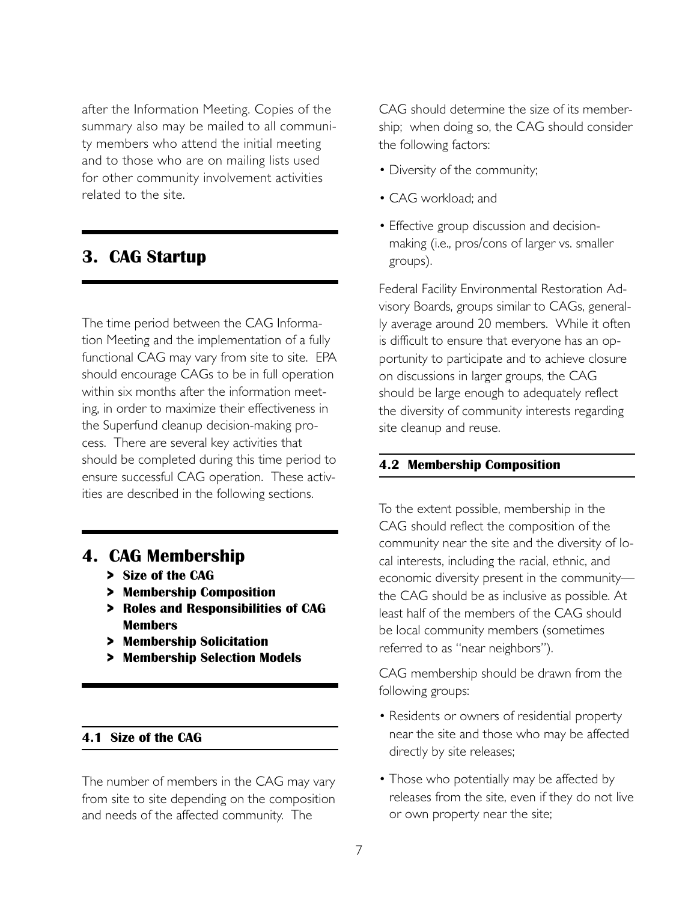after the Information Meeting. Copies of the summary also may be mailed to all community members who attend the initial meeting and to those who are on mailing lists used for other community involvement activities related to the site.

## 3. CAG Startup

The time period between the CAG Information Meeting and the implementation of a fully functional CAG may vary from site to site. EPA should encourage CAGs to be in full operation within six months after the information meeting, in order to maximize their effectiveness in the Superfund cleanup decision-making process. There are several key activities that should be completed during this time period to ensure successful CAG operation. These activities are described in the following sections.

## 4. CAG Membership

- **> Size of the CAG**
- **> Membership Composition**
- **> Roles and Responsibilities of CAG Members**
- **> Membership Solicitation**
- **> Membership Selection Models**

### 4.1 Size of the CAG

The number of members in the CAG may vary from site to site depending on the composition and needs of the affected community. The CAG should determine the size of its membership; when doing so, the CAG should consider the following factors:

- Diversity of the community;
- CAG workload; and
- Effective group discussion and decision-making (i.e., pros/cons of larger vs. smaller groups).

Federal Facility Environmental Restoration Advisory Boards, groups similar to CAGs, generally average around 20 members. While it often is difficult to ensure that everyone has an opportunity to participate and to achieve closure on discussions in larger groups, the CAG should be large enough to adequately reflect the diversity of community interests regarding site cleanup and reuse.

### 4.2 Membership Composition

To the extent possible, membership in the CAG should reflect the composition of the community near the site and the diversity of local interests, including the racial, ethnic, and economic diversity present in the community—the CAG should be as inclusive as possible. At least half of the members of the CAG should be local community members (sometimes referred to as "near neighbors").

CAG membership should be drawn from the following groups:

- Residents or owners of residential property near the site and those who may be affected directly by site releases;
- Those who potentially may be affected by releases from the site, even if they do not live or own property near the site;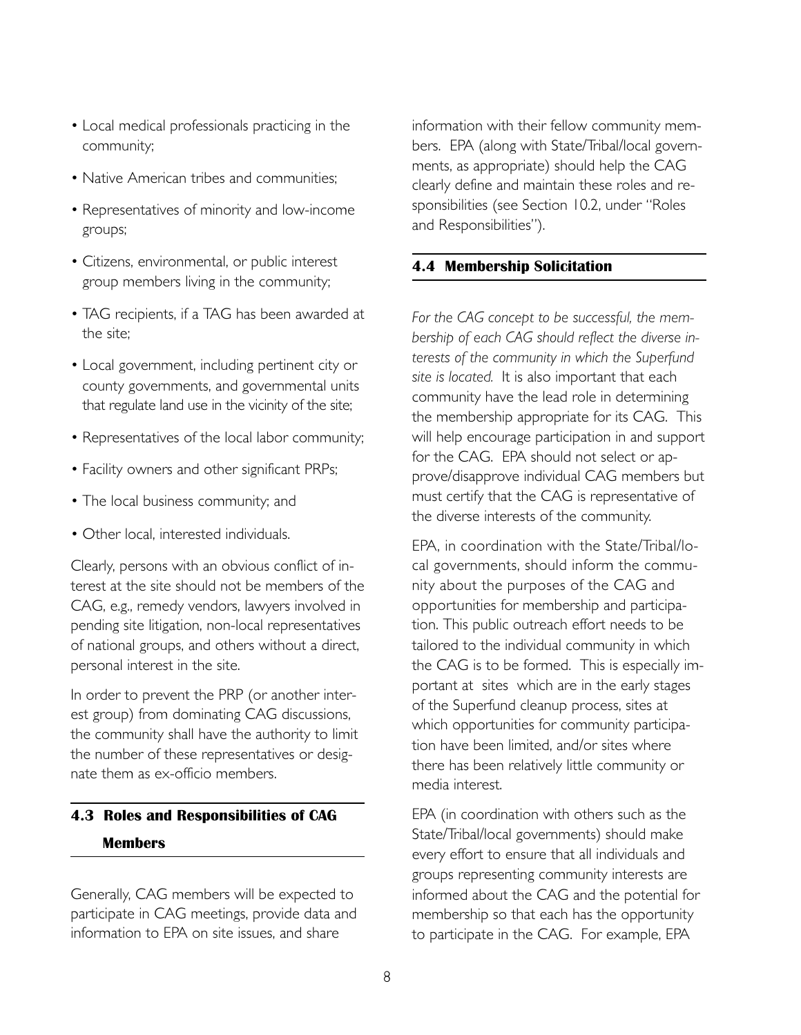- Local medical professionals practicing in the community;
- Native American tribes and communities;
- Representatives of minority and low-income groups;
- Citizens, environmental, or public interest group members living in the community;
- TAG recipients, if a TAG has been awarded at the site;
- Local government, including pertinent city or county governments, and governmental units that regulate land use in the vicinity of the site;
- Representatives of the local labor community;
- Facility owners and other significant PRPs;
- The local business community; and
- Other local, interested individuals.

Clearly, persons with an obvious conflict of interest at the site should not be members of the CAG, e.g., remedy vendors, lawyers involved in pending site litigation, non-local representatives of national groups, and others without a direct, personal interest in the site.

In order to prevent the PRP (or another interest group) from dominating CAG discussions, the community shall have the authority to limit the number of these representatives or designate them as ex-officio members.

## 4.3 Roles and Responsibilities of CAG Members

Generally, CAG members will be expected to participate in CAG meetings, provide data and information to EPA on site issues, and share information with their fellow community members. EPA (along with State/Tribal/local governments, as appropriate) should help the CAG clearly define and maintain these roles and responsibilities (see Section 10.2, under "Roles and Responsibilities").

## 4.4 Membership Solicitation

*For the CAG concept to be successful, the membership of each CAG should reflect the diverse interests of the community in which the Superfund site is located.* It is also important that each community have the lead role in determining the membership appropriate for its CAG. This will help encourage participation in and support for the CAG. EPA should not select or approve/disapprove individual CAG members but must certify that the CAG is representative of the diverse interests of the community.

EPA, in coordination with the State/Tribal/local governments, should inform the community about the purposes of the CAG and opportunities for membership and participation. This public outreach effort needs to be tailored to the individual community in which the CAG is to be formed. This is especially important at sites which are in the early stages of the Superfund cleanup process, sites at which opportunities for community participation have been limited, and/or sites where there has been relatively little community or media interest.

EPA (in coordination with others such as the State/Tribal/local governments) should make every effort to ensure that all individuals and groups representing community interests are informed about the CAG and the potential for membership so that each has the opportunity to participate in the CAG. For example, EPA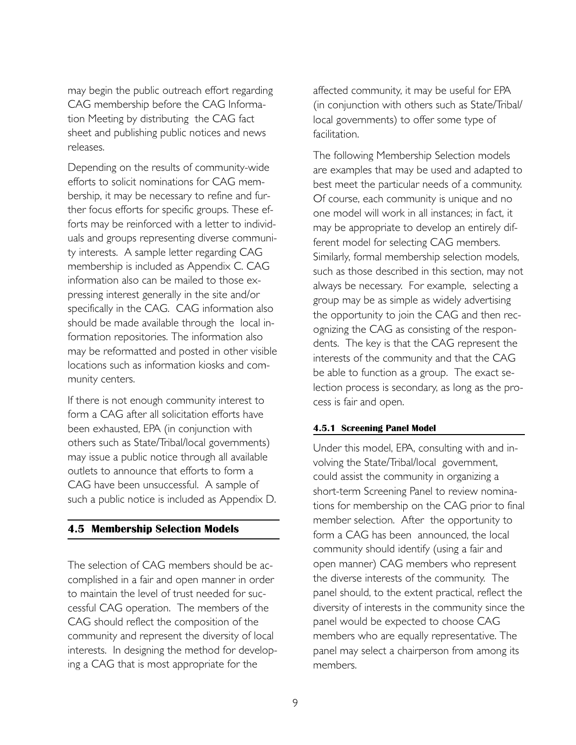may begin the public outreach effort regarding CAG membership before the CAG Information Meeting by distributing the CAG fact sheet and publishing public notices and news releases.

Depending on the results of community-wide efforts to solicit nominations for CAG membership, it may be necessary to refine and further focus efforts for specific groups. These efforts may be reinforced with a letter to individuals and groups representing diverse community interests. A sample letter regarding CAG membership is included as Appendix C. CAG information also can be mailed to those expressing interest generally in the site and/or specifically in the CAG. CAG information also should be made available through the local information repositories. The information also may be reformatted and posted in other visible locations such as information kiosks and community centers.

If there is not enough community interest to form a CAG after all solicitation efforts have been exhausted, EPA (in conjunction with others such as State/Tribal/local governments) may issue a public notice through all available outlets to announce that efforts to form a CAG have been unsuccessful. A sample of such a public notice is included as Appendix D.

## 4.5 Membership Selection Models

The selection of CAG members should be accomplished in a fair and open manner in order to maintain the level of trust needed for successful CAG operation. The members of the CAG should reflect the composition of the community and represent the diversity of local interests. In designing the method for developing a CAG that is most appropriate for the affected community, it may be useful for EPA (in conjunction with others such as State/Tribal/local governments) to offer some type of facilitation.

The following Membership Selection models are examples that may be used and adapted to best meet the particular needs of a community. Of course, each community is unique and no one model will work in all instances; in fact, it may be appropriate to develop an entirely different model for selecting CAG members. Similarly, formal membership selection models, such as those described in this section, may not always be necessary. For example, selecting a group may be as simple as widely advertising the opportunity to join the CAG and then recognizing the CAG as consisting of the respondents. The key is that the CAG represent the interests of the community and that the CAG be able to function as a group. The exact selection process is secondary, as long as the process is fair and open.

### 4.5.1 Screening Panel Model

Under this model, EPA, consulting with and involving the State/Tribal/local government, could assist the community in organizing a short-term Screening Panel to review nominations for membership on the CAG prior to final member selection. After the opportunity to form a CAG has been announced, the local community should identify (using a fair and open manner) CAG members who represent the diverse interests of the community. The panel should, to the extent practical, reflect the diversity of interests in the community since the panel would be expected to choose CAG members who are equally representative. The panel may select a chairperson from among its members.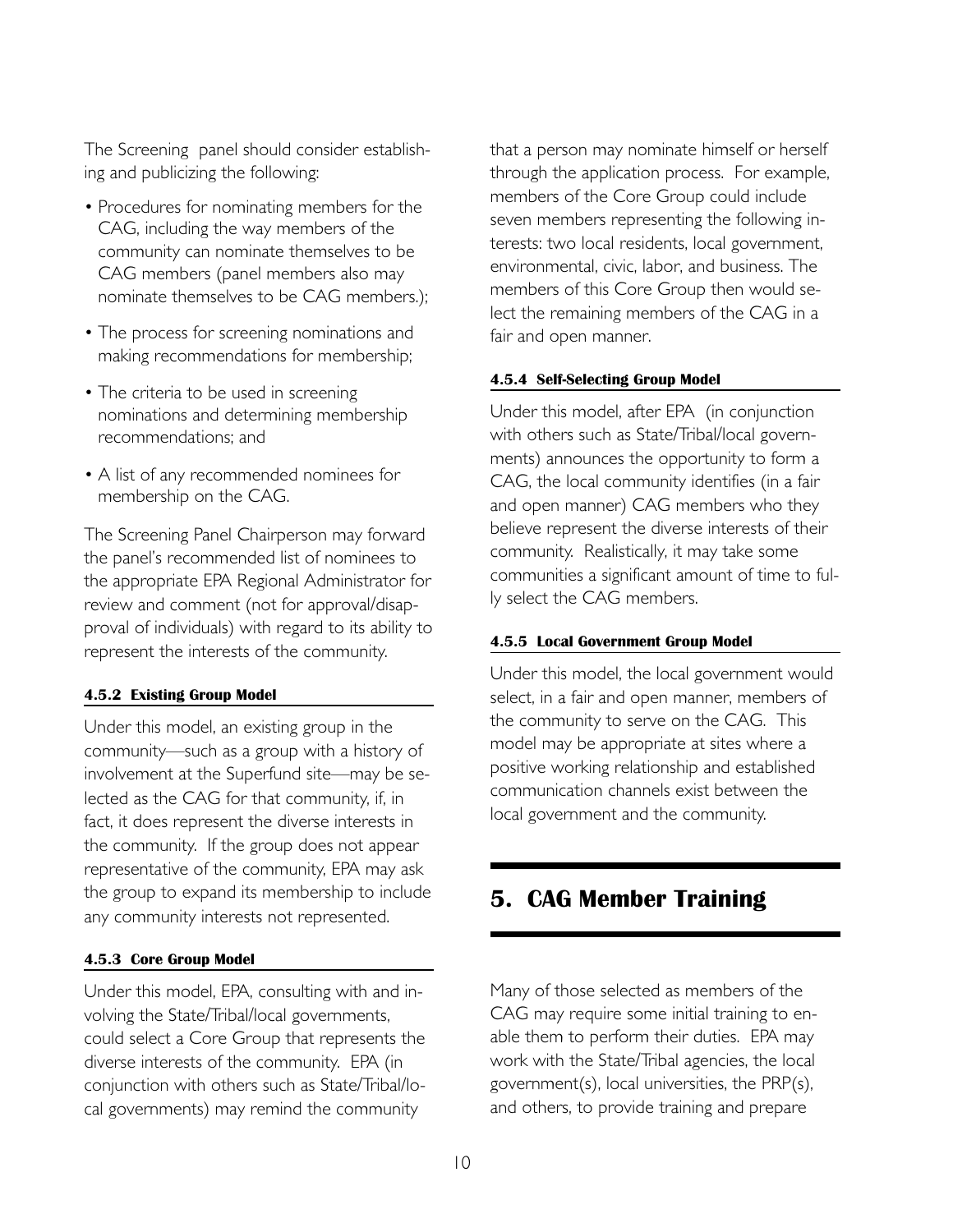The Screening panel should consider establishing and publicizing the following:

- Procedures for nominating members for the CAG, including the way members of the community can nominate themselves to be CAG members (panel members also may nominate themselves to be CAG members.);
- The process for screening nominations and making recommendations for membership;
- The criteria to be used in screening nominations and determining membership recommendations; and
- A list of any recommended nominees for membership on the CAG.

The Screening Panel Chairperson may forward the panel's recommended list of nominees to the appropriate EPA Regional Administrator for review and comment (not for approval/disapproval of individuals) with regard to its ability to represent the interests of the community.

#### 4.5.2 Existing Group Model

Under this model, an existing group in the community—such as a group with a history of involvement at the Superfund site—may be selected as the CAG for that community, if, in fact, it does represent the diverse interests in the community. If the group does not appear representative of the community, EPA may ask the group to expand its membership to include any community interests not represented.

#### 4.5.3 Core Group Model

Under this model, EPA, consulting with and involving the State/Tribal/local governments, could select a Core Group that represents the diverse interests of the community. EPA (in conjunction with others such as State/Tribal/local governments) may remind the community that a person may nominate himself or herself through the application process. For example, members of the Core Group could include seven members representing the following interests: two local residents, local government, environmental, civic, labor, and business. The members of this Core Group then would select the remaining members of the CAG in a fair and open manner.

#### 4.5.4 Self-Selecting Group Model

Under this model, after EPA (in conjunction with others such as State/Tribal/local governments) announces the opportunity to form a CAG, the local community identifies (in a fair and open manner) CAG members who they believe represent the diverse interests of their community. Realistically, it may take some communities a significant amount of time to fully select the CAG members.

#### 4.5.5 Local Government Group Model

Under this model, the local government would select, in a fair and open manner, members of the community to serve on the CAG. This model may be appropriate at sites where a positive working relationship and established communication channels exist between the local government and the community.

## 5. CAG Member Training

Many of those selected as members of the CAG may require some initial training to enable them to perform their duties. EPA may work with the State/Tribal agencies, the local government(s), local universities, the PRP(s), and others, to provide training and prepare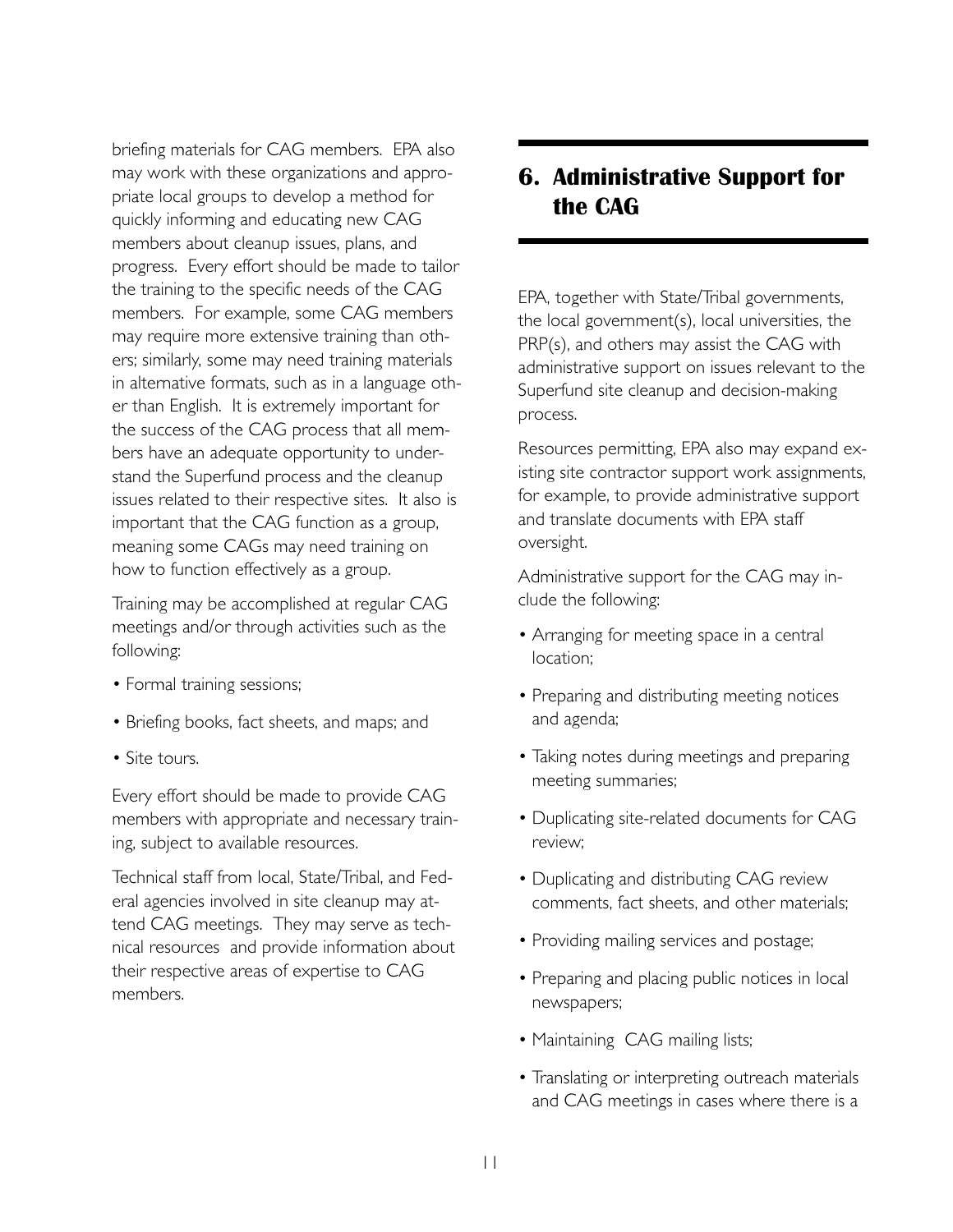briefing materials for CAG members. EPA also may work with these organizations and appropriate local groups to develop a method for quickly informing and educating new CAG members about cleanup issues, plans, and progress. Every effort should be made to tailor the training to the specific needs of the CAG members. For example, some CAG members may require more extensive training than others; similarly, some may need training materials in alternative formats, such as in a language other than English. It is extremely important for the success of the CAG process that all members have an adequate opportunity to understand the Superfund process and the cleanup issues related to their respective sites. It also is important that the CAG function as a group, meaning some CAGs may need training on how to function effectively as a group.

Training may be accomplished at regular CAG meetings and/or through activities such as the following:

- Formal training sessions;
- Briefing books, fact sheets, and maps; and
- Site tours.

Every effort should be made to provide CAG members with appropriate and necessary training, subject to available resources.

Technical staff from local, State/Tribal, and Federal agencies involved in site cleanup may attend CAG meetings. They may serve as technical resources and provide information about their respective areas of expertise to CAG members.

## 6. Administrative Support for the CAG

EPA, together with State/Tribal governments, the local government(s), local universities, the PRP(s), and others may assist the CAG with administrative support on issues relevant to the Superfund site cleanup and decision-making process.

Resources permitting, EPA also may expand existing site contractor support work assignments, for example, to provide administrative support and translate documents with EPA staff oversight.

Administrative support for the CAG may include the following:

- Arranging for meeting space in a central location;
- Preparing and distributing meeting notices and agenda;
- Taking notes during meetings and preparing meeting summaries;
- Duplicating site-related documents for CAG review;
- Duplicating and distributing CAG review comments, fact sheets, and other materials;
- Providing mailing services and postage;
- Preparing and placing public notices in local newspapers;
- Maintaining CAG mailing lists;
- Translating or interpreting outreach materials and CAG meetings in cases where there is a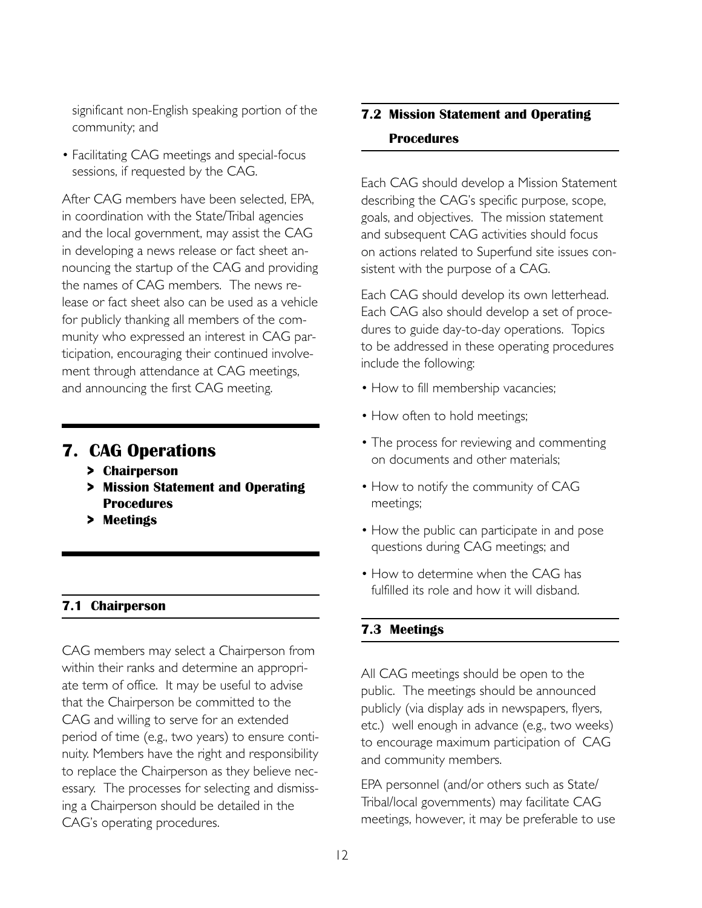significant non-English speaking portion of the community; and

- Facilitating CAG meetings and special-focus sessions, if requested by the CAG.

After CAG members have been selected, EPA, in coordination with the State/Tribal agencies and the local government, may assist the CAG in developing a news release or fact sheet announcing the startup of the CAG and providing the names of CAG members. The news release or fact sheet also can be used as a vehicle for publicly thanking all members of the community who expressed an interest in CAG participation, encouraging their continued involvement through attendance at CAG meetings, and announcing the first CAG meeting.

# 7. CAG Operations

- **> Chairperson**
- **> Mission Statement and Operating Procedures**
- **> Meetings**

## 7.1 Chairperson

CAG members may select a Chairperson from within their ranks and determine an appropriate term of office. It may be useful to advise that the Chairperson be committed to the CAG and willing to serve for an extended period of time (e.g., two years) to ensure continuity. Members have the right and responsibility to replace the Chairperson as they believe necessary. The processes for selecting and dismissing a Chairperson should be detailed in the CAG's operating procedures.

## 7.2 Mission Statement and Operating Procedures

Each CAG should develop a Mission Statement describing the CAG's specific purpose, scope, goals, and objectives. The mission statement and subsequent CAG activities should focus on actions related to Superfund site issues consistent with the purpose of a CAG.

Each CAG should develop its own letterhead. Each CAG also should develop a set of procedures to guide day-to-day operations. Topics to be addressed in these operating procedures include the following:

- How to fill membership vacancies;
- How often to hold meetings;
- The process for reviewing and commenting on documents and other materials;
- How to notify the community of CAG meetings;
- How the public can participate in and pose questions during CAG meetings; and
- How to determine when the CAG has fulfilled its role and how it will disband.

## 7.3 Meetings

All CAG meetings should be open to the public. The meetings should be announced publicly (via display ads in newspapers, flyers, etc.) well enough in advance (e.g., two weeks) to encourage maximum participation of CAG and community members.

EPA personnel (and/or others such as State/Tribal/local governments) may facilitate CAG meetings, however, it may be preferable to use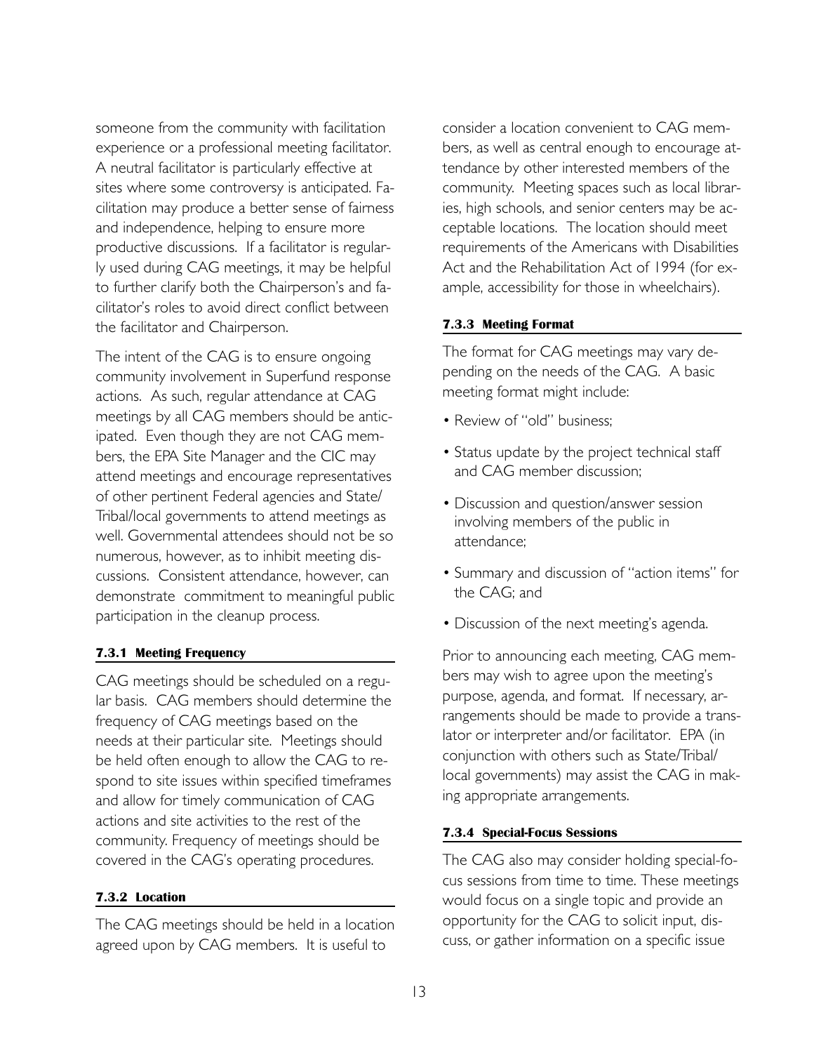someone from the community with facilitation experience or a professional meeting facilitator. A neutral facilitator is particularly effective at sites where some controversy is anticipated. Facilitation may produce a better sense of fairness and independence, helping to ensure more productive discussions. If a facilitator is regularly used during CAG meetings, it may be helpful to further clarify both the Chairperson's and facilitator's roles to avoid direct conflict between the facilitator and Chairperson.

The intent of the CAG is to ensure ongoing community involvement in Superfund response actions. As such, regular attendance at CAG meetings by all CAG members should be anticipated. Even though they are not CAG members, the EPA Site Manager and the CIC may attend meetings and encourage representatives of other pertinent Federal agencies and State/Tribal/local governments to attend meetings as well. Governmental attendees should not be so numerous, however, as to inhibit meeting discussions. Consistent attendance, however, can demonstrate commitment to meaningful public participation in the cleanup process.

#### 7.3.1 Meeting Frequency

CAG meetings should be scheduled on a regular basis. CAG members should determine the frequency of CAG meetings based on the needs at their particular site. Meetings should be held often enough to allow the CAG to respond to site issues within specified timeframes and allow for timely communication of CAG actions and site activities to the rest of the community. Frequency of meetings should be covered in the CAG's operating procedures.

#### 7.3.2 Location

The CAG meetings should be held in a location agreed upon by CAG members. It is useful to consider a location convenient to CAG members, as well as central enough to encourage attendance by other interested members of the community. Meeting spaces such as local libraries, high schools, and senior centers may be acceptable locations. The location should meet requirements of the Americans with Disabilities Act and the Rehabilitation Act of 1994 (for example, accessibility for those in wheelchairs).

#### 7.3.3 Meeting Format

The format for CAG meetings may vary depending on the needs of the CAG. A basic meeting format might include:

- Review of "old" business;
- Status update by the project technical staff and CAG member discussion;
- Discussion and question/answer session involving members of the public in attendance;
- Summary and discussion of "action items" for the CAG; and
- Discussion of the next meeting's agenda.

Prior to announcing each meeting, CAG members may wish to agree upon the meeting's purpose, agenda, and format. If necessary, arrangements should be made to provide a translator or interpreter and/or facilitator. EPA (in conjunction with others such as State/Tribal/local governments) may assist the CAG in making appropriate arrangements.

#### 7.3.4 Special-Focus Sessions

The CAG also may consider holding special-focus sessions from time to time. These meetings would focus on a single topic and provide an opportunity for the CAG to solicit input, discuss, or gather information on a specific issue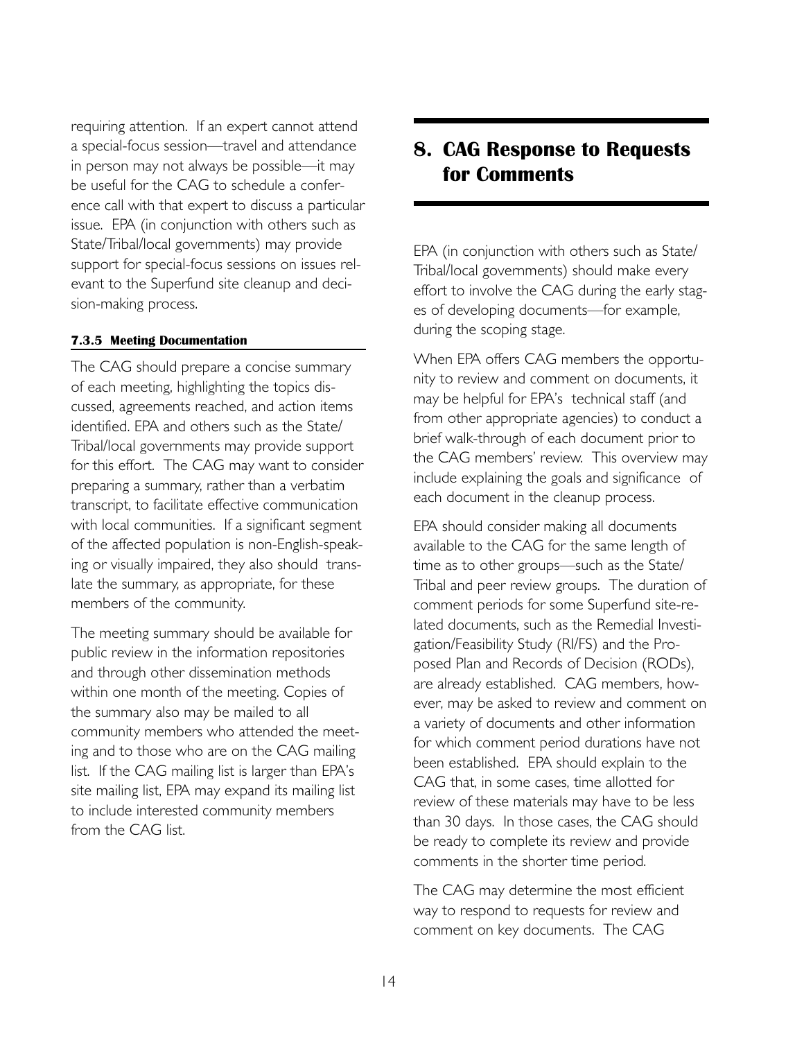requiring attention. If an expert cannot attend a special-focus session—travel and attendance in person may not always be possible—it may be useful for the CAG to schedule a conference call with that expert to discuss a particular issue. EPA (in conjunction with others such as State/Tribal/local governments) may provide support for special-focus sessions on issues relevant to the Superfund site cleanup and decision-making process.

#### 7.3.5 Meeting Documentation

The CAG should prepare a concise summary of each meeting, highlighting the topics discussed, agreements reached, and action items identified. EPA and others such as the State/Tribal/local governments may provide support for this effort. The CAG may want to consider preparing a summary, rather than a verbatim transcript, to facilitate effective communication with local communities. If a significant segment of the affected population is non-English-speaking or visually impaired, they also should translate the summary, as appropriate, for these members of the community.

The meeting summary should be available for public review in the information repositories and through other dissemination methods within one month of the meeting. Copies of the summary also may be mailed to all community members who attended the meeting and to those who are on the CAG mailing list. If the CAG mailing list is larger than EPA's site mailing list, EPA may expand its mailing list to include interested community members from the CAG list.

## 8. CAG Response to Requests for Comments

EPA (in conjunction with others such as State/Tribal/local governments) should make every effort to involve the CAG during the early stages of developing documents—for example, during the scoping stage.

When EPA offers CAG members the opportunity to review and comment on documents, it may be helpful for EPA's technical staff (and from other appropriate agencies) to conduct a brief walk-through of each document prior to the CAG members' review. This overview may include explaining the goals and significance of each document in the cleanup process.

EPA should consider making all documents available to the CAG for the same length of time as to other groups—such as the State/Tribal and peer review groups. The duration of comment periods for some Superfund site-related documents, such as the Remedial Investigation/Feasibility Study (RI/FS) and the Proposed Plan and Records of Decision (RODs), are already established. CAG members, however, may be asked to review and comment on a variety of documents and other information for which comment period durations have not been established. EPA should explain to the CAG that, in some cases, time allotted for review of these materials may have to be less than 30 days. In those cases, the CAG should be ready to complete its review and provide comments in the shorter time period.

The CAG may determine the most efficient way to respond to requests for review and comment on key documents. The CAG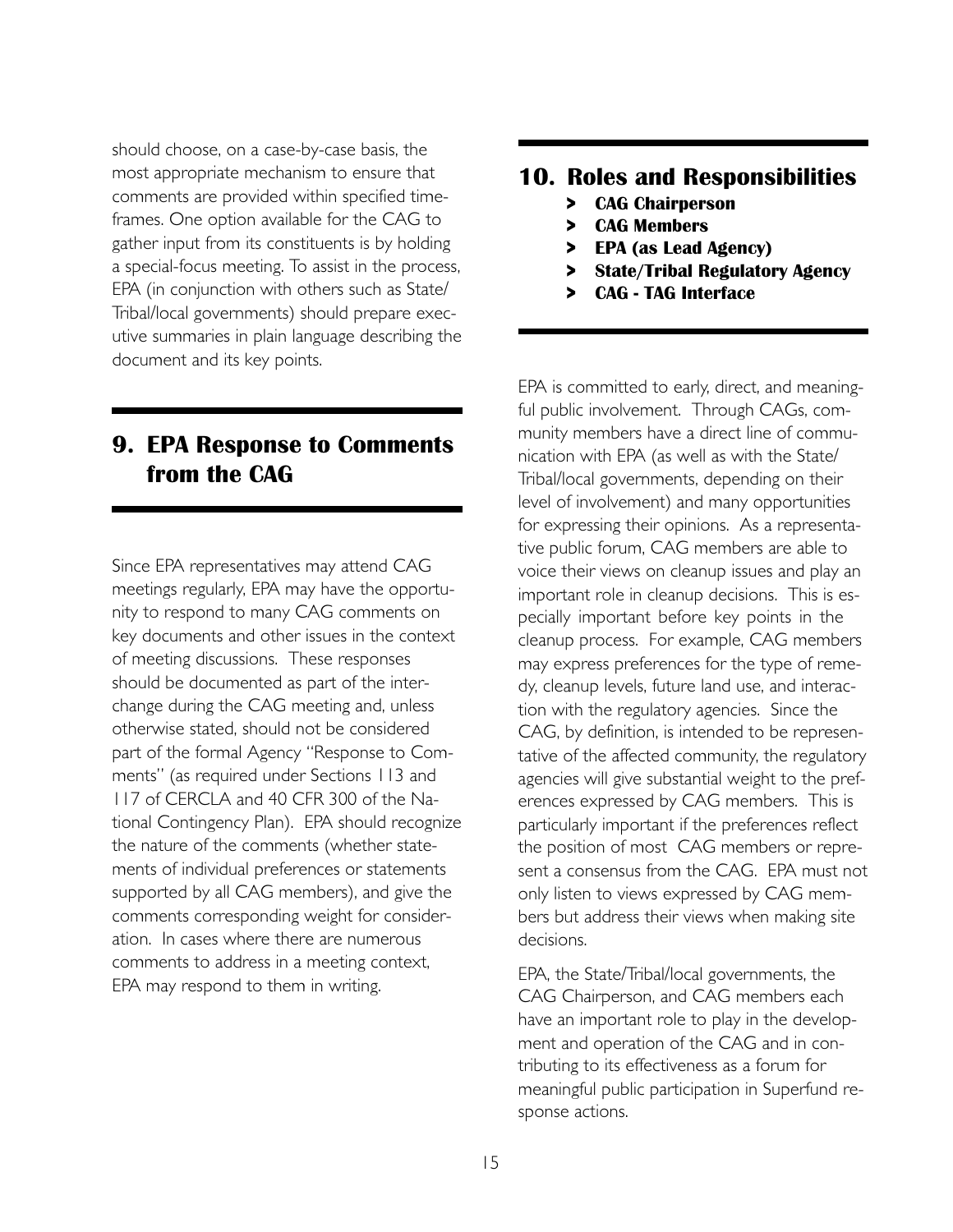should choose, on a case-by-case basis, the most appropriate mechanism to ensure that comments are provided within specified timeframes. One option available for the CAG to gather input from its constituents is by holding a special-focus meeting. To assist in the process, EPA (in conjunction with others such as State/Tribal/local governments) should prepare executive summaries in plain language describing the document and its key points.

## 9. EPA Response to Comments from the CAG

Since EPA representatives may attend CAG meetings regularly, EPA may have the opportunity to respond to many CAG comments on key documents and other issues in the context of meeting discussions. These responses should be documented as part of the interchange during the CAG meeting and, unless otherwise stated, should not be considered part of the formal Agency "Response to Comments" (as required under Sections 113 and 117 of CERCLA and 40 CFR 300 of the National Contingency Plan). EPA should recognize the nature of the comments (whether statements of individual preferences or statements supported by all CAG members), and give the comments corresponding weight for consideration. In cases where there are numerous comments to address in a meeting context, EPA may respond to them in writing.

## 10. Roles and Responsibilities

- **CAG Chairperson**
- **CAG Members**
- **EPA (as Lead Agency)**
- **State/Tribal Regulatory Agency**
- **CAG - TAG Interface**

EPA is committed to early, direct, and meaningful public involvement. Through CAGs, community members have a direct line of communication with EPA (as well as with the State/Tribal/local governments, depending on their level of involvement) and many opportunities for expressing their opinions. As a representative public forum, CAG members are able to voice their views on cleanup issues and play an important role in cleanup decisions. This is especially important before key points in the cleanup process. For example, CAG members may express preferences for the type of remedy, cleanup levels, future land use, and interaction with the regulatory agencies. Since the CAG, by definition, is intended to be representative of the affected community, the regulatory agencies will give substantial weight to the preferences expressed by CAG members. This is particularly important if the preferences reflect the position of most CAG members or represent a consensus from the CAG. EPA must not only listen to views expressed by CAG members but address their views when making site decisions.

EPA, the State/Tribal/local governments, the CAG Chairperson, and CAG members each have an important role to play in the development and operation of the CAG and in contributing to its effectiveness as a forum for meaningful public participation in Superfund response actions.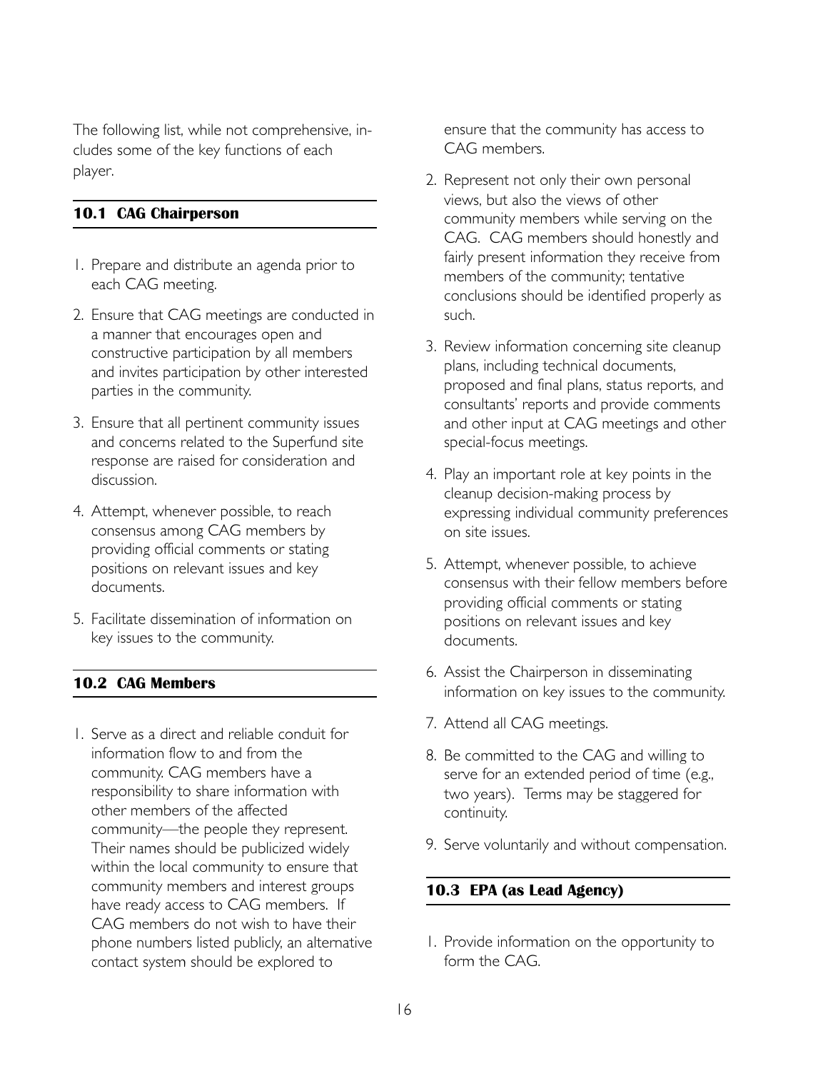The following list, while not comprehensive, includes some of the key functions of each player.

### 10.1 CAG Chairperson

1. Prepare and distribute an agenda prior to each CAG meeting.
2. Ensure that CAG meetings are conducted in a manner that encourages open and constructive participation by all members and invites participation by other interested parties in the community.
3. Ensure that all pertinent community issues and concerns related to the Superfund site response are raised for consideration and discussion.
4. Attempt, whenever possible, to reach consensus among CAG members by providing official comments or stating positions on relevant issues and key documents.
5. Facilitate dissemination of information on key issues to the community.

### 10.2 CAG Members

1. Serve as a direct and reliable conduit for information flow to and from the community. CAG members have a responsibility to share information with other members of the affected community—the people they represent. Their names should be publicized widely within the local community to ensure that community members and interest groups have ready access to CAG members. If CAG members do not wish to have their phone numbers listed publicly, an alternative contact system should be explored to ensure that the community has access to CAG members.
2. Represent not only their own personal views, but also the views of other community members while serving on the CAG. CAG members should honestly and fairly present information they receive from members of the community; tentative conclusions should be identified properly as such.
3. Review information concerning site cleanup plans, including technical documents, proposed and final plans, status reports, and consultants' reports and provide comments and other input at CAG meetings and other special-focus meetings.
4. Play an important role at key points in the cleanup decision-making process by expressing individual community preferences on site issues.
5. Attempt, whenever possible, to achieve consensus with their fellow members before providing official comments or stating positions on relevant issues and key documents.
6. Assist the Chairperson in disseminating information on key issues to the community.
7. Attend all CAG meetings.
8. Be committed to the CAG and willing to serve for an extended period of time (e.g., two years). Terms may be staggered for continuity.
9. Serve voluntarily and without compensation.

### 10.3 EPA (as Lead Agency)

1. Provide information on the opportunity to form the CAG.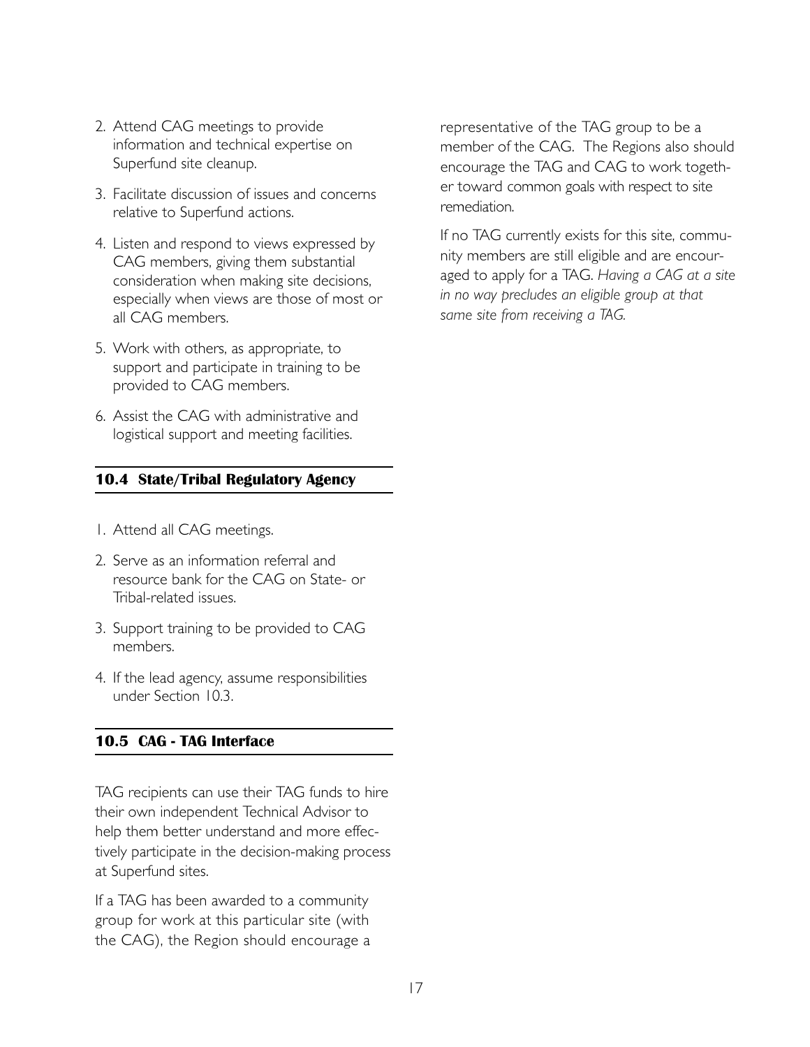2. Attend CAG meetings to provide information and technical expertise on Superfund site cleanup.

3. Facilitate discussion of issues and concerns relative to Superfund actions.

4. Listen and respond to views expressed by CAG members, giving them substantial consideration when making site decisions, especially when views are those of most or all CAG members.

5. Work with others, as appropriate, to support and participate in training to be provided to CAG members.

6. Assist the CAG with administrative and logistical support and meeting facilities.

### 10.4 State/Tribal Regulatory Agency

1. Attend all CAG meetings.

2. Serve as an information referral and resource bank for the CAG on State- or Tribal-related issues.

3. Support training to be provided to CAG members.

4. If the lead agency, assume responsibilities under Section 10.3.

### 10.5 CAG - TAG Interface

TAG recipients can use their TAG funds to hire their own independent Technical Advisor to help them better understand and more effectively participate in the decision-making process at Superfund sites.

If a TAG has been awarded to a community group for work at this particular site (with the CAG), the Region should encourage a representative of the TAG group to be a member of the CAG. The Regions also should encourage the TAG and CAG to work together toward common goals with respect to site remediation.

If no TAG currently exists for this site, community members are still eligible and are encouraged to apply for a TAG. *Having a CAG at a site in no way precludes an eligible group at that same site from receiving a TAG.*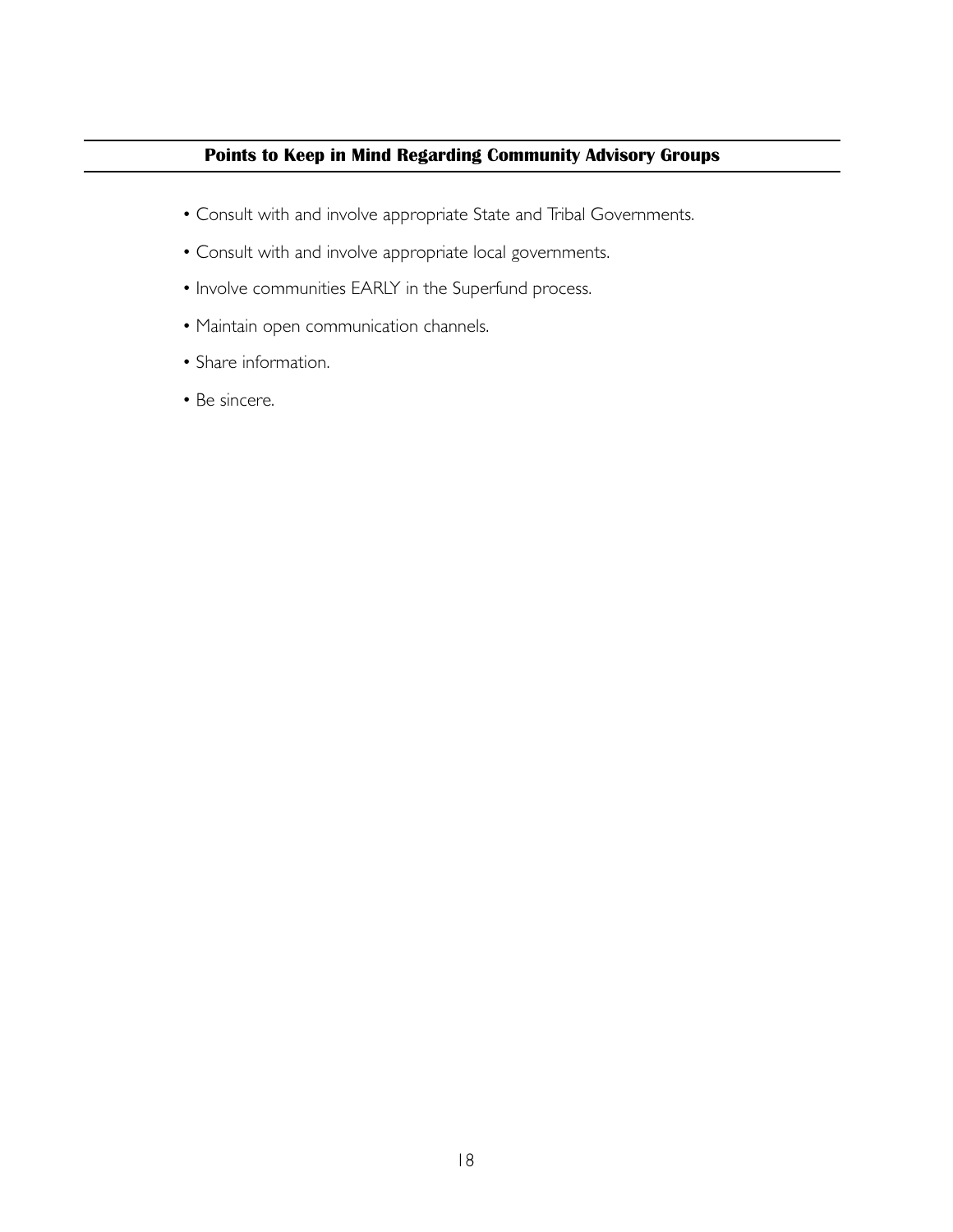## Points to Keep in Mind Regarding Community Advisory Groups

- Consult with and involve appropriate State and Tribal Governments.
- Consult with and involve appropriate local governments.
- Involve communities EARLY in the Superfund process.
- Maintain open communication channels.
- Share information.
- Be sincere.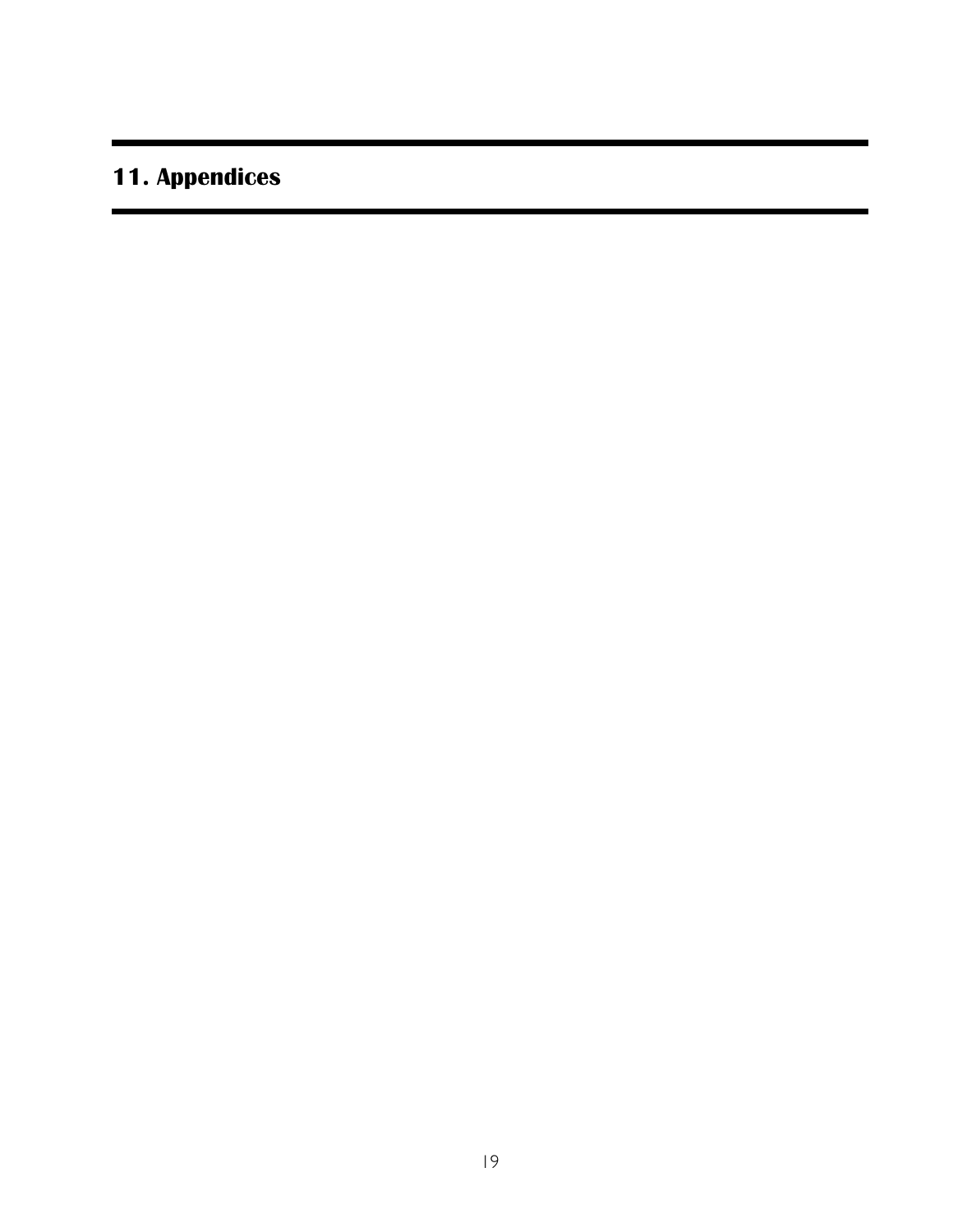# 11. Appendices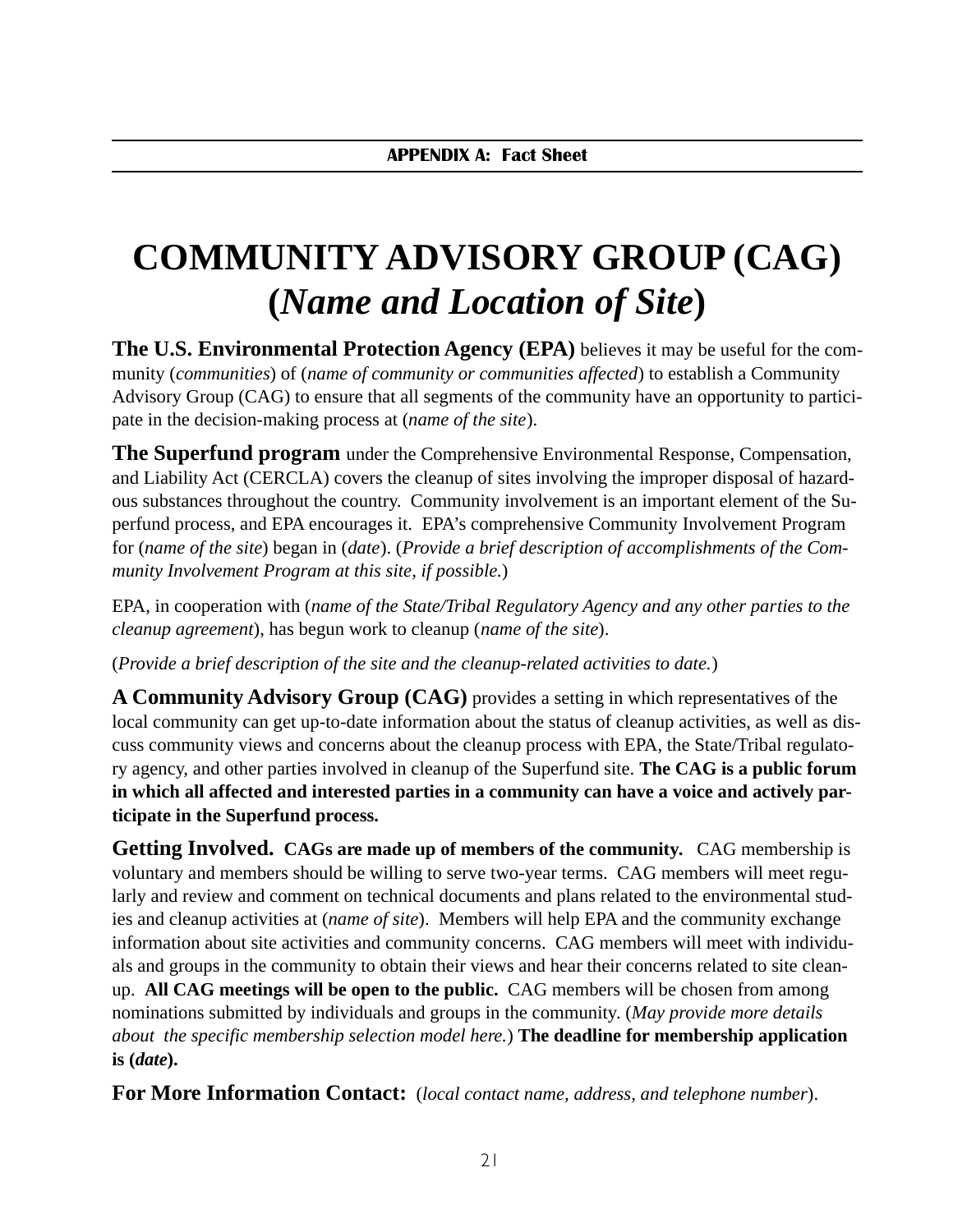**APPENDIX A: Fact Sheet**

# COMMUNITY ADVISORY GROUP (CAG)
# (*Name and Location of Site*)

**The U.S. Environmental Protection Agency (EPA)** believes it may be useful for the community (*communities*) of (*name of community or communities affected*) to establish a Community Advisory Group (CAG) to ensure that all segments of the community have an opportunity to participate in the decision-making process at (*name of the site*).

**The Superfund program** under the Comprehensive Environmental Response, Compensation, and Liability Act (CERCLA) covers the cleanup of sites involving the improper disposal of hazardous substances throughout the country. Community involvement is an important element of the Superfund process, and EPA encourages it. EPA's comprehensive Community Involvement Program for (*name of the site*) began in (*date*). (*Provide a brief description of accomplishments of the Community Involvement Program at this site, if possible.*)

EPA, in cooperation with (*name of the State/Tribal Regulatory Agency and any other parties to the cleanup agreement*), has begun work to cleanup (*name of the site*).

(*Provide a brief description of the site and the cleanup-related activities to date.*)

**A Community Advisory Group (CAG)** provides a setting in which representatives of the local community can get up-to-date information about the status of cleanup activities, as well as discuss community views and concerns about the cleanup process with EPA, the State/Tribal regulatory agency, and other parties involved in cleanup of the Superfund site. **The CAG is a public forum in which all affected and interested parties in a community can have a voice and actively participate in the Superfund process.**

**Getting Involved. CAGs are made up of members of the community.** CAG membership is voluntary and members should be willing to serve two-year terms. CAG members will meet regularly and review and comment on technical documents and plans related to the environmental studies and cleanup activities at (*name of site*). Members will help EPA and the community exchange information about site activities and community concerns. CAG members will meet with individuals and groups in the community to obtain their views and hear their concerns related to site cleanup. **All CAG meetings will be open to the public.** CAG members will be chosen from among nominations submitted by individuals and groups in the community. (*May provide more details about the specific membership selection model here.*) **The deadline for membership application is (*date*).**

**For More Information Contact:** (*local contact name, address, and telephone number*).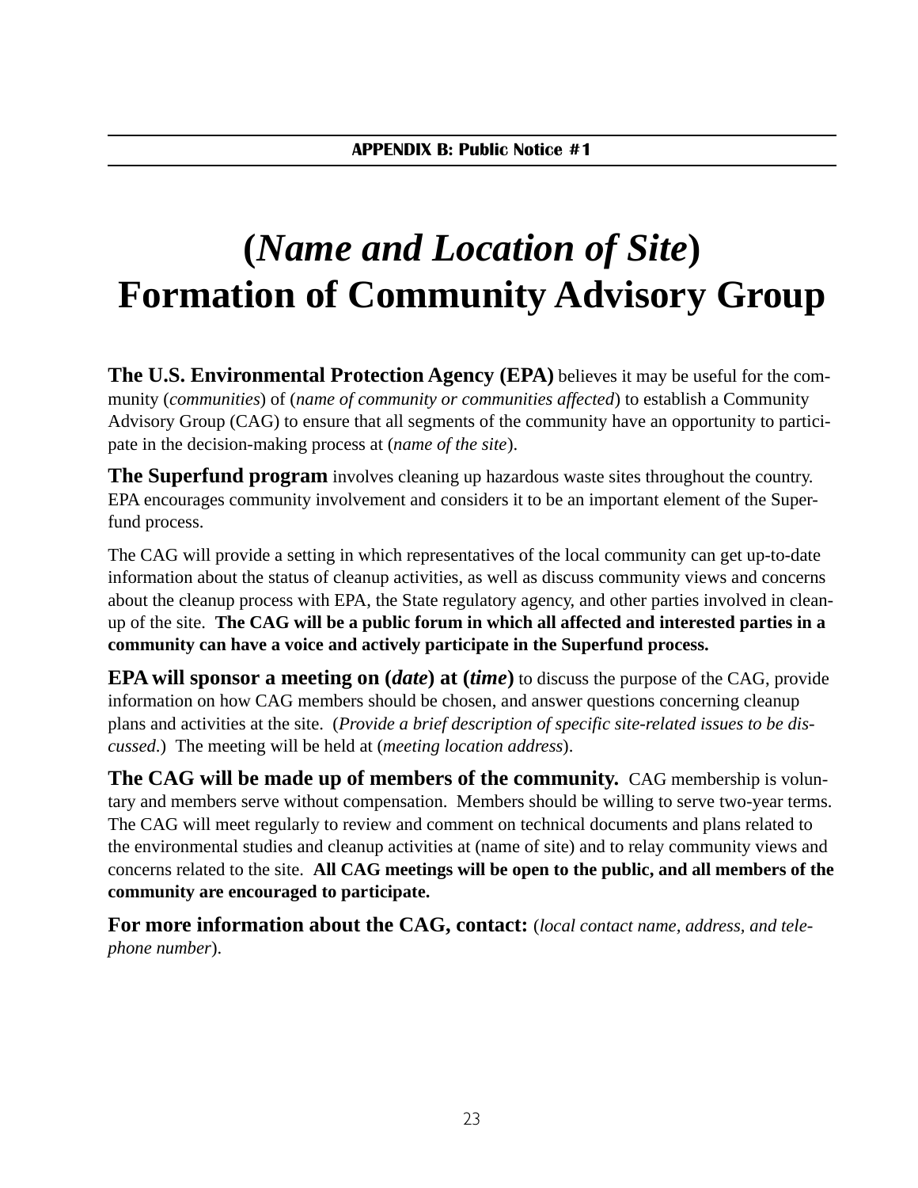**APPENDIX B: Public Notice #1**

# (*Name and Location of Site*) Formation of Community Advisory Group

**The U.S. Environmental Protection Agency (EPA)** believes it may be useful for the community (*communities*) of (*name of community or communities affected*) to establish a Community Advisory Group (CAG) to ensure that all segments of the community have an opportunity to participate in the decision-making process at (*name of the site*).

**The Superfund program** involves cleaning up hazardous waste sites throughout the country. EPA encourages community involvement and considers it to be an important element of the Superfund process.

The CAG will provide a setting in which representatives of the local community can get up-to-date information about the status of cleanup activities, as well as discuss community views and concerns about the cleanup process with EPA, the State regulatory agency, and other parties involved in cleanup of the site. **The CAG will be a public forum in which all affected and interested parties in a community can have a voice and actively participate in the Superfund process.**

**EPA will sponsor a meeting on (*date*) at (*time*)** to discuss the purpose of the CAG, provide information on how CAG members should be chosen, and answer questions concerning cleanup plans and activities at the site. (*Provide a brief description of specific site-related issues to be discussed*.) The meeting will be held at (*meeting location address*).

**The CAG will be made up of members of the community.** CAG membership is voluntary and members serve without compensation. Members should be willing to serve two-year terms. The CAG will meet regularly to review and comment on technical documents and plans related to the environmental studies and cleanup activities at (name of site) and to relay community views and concerns related to the site. **All CAG meetings will be open to the public, and all members of the community are encouraged to participate.**

**For more information about the CAG, contact:** (*local contact name, address, and telephone number*).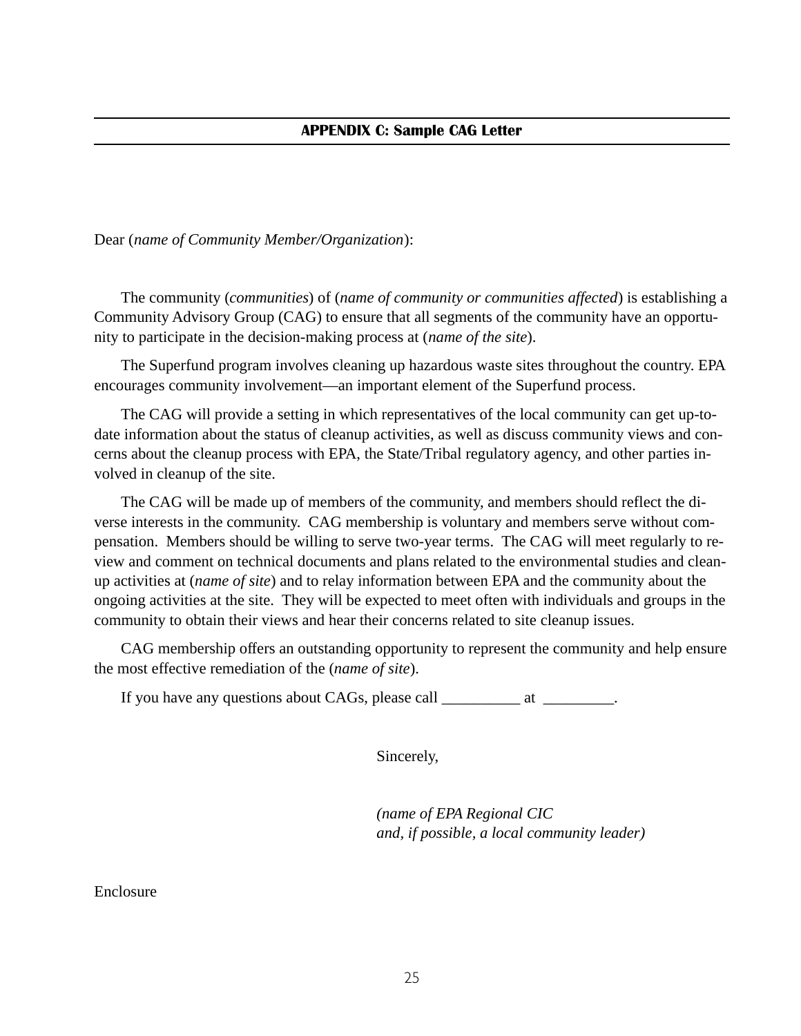## APPENDIX C: Sample CAG Letter

Dear (*name of Community Member/Organization*):

The community (*communities*) of (*name of community or communities affected*) is establishing a Community Advisory Group (CAG) to ensure that all segments of the community have an opportunity to participate in the decision-making process at (*name of the site*).

The Superfund program involves cleaning up hazardous waste sites throughout the country. EPA encourages community involvement—an important element of the Superfund process.

The CAG will provide a setting in which representatives of the local community can get up-to-date information about the status of cleanup activities, as well as discuss community views and concerns about the cleanup process with EPA, the State/Tribal regulatory agency, and other parties involved in cleanup of the site.

The CAG will be made up of members of the community, and members should reflect the diverse interests in the community. CAG membership is voluntary and members serve without compensation. Members should be willing to serve two-year terms. The CAG will meet regularly to review and comment on technical documents and plans related to the environmental studies and cleanup activities at (*name of site*) and to relay information between EPA and the community about the ongoing activities at the site. They will be expected to meet often with individuals and groups in the community to obtain their views and hear their concerns related to site cleanup issues.

CAG membership offers an outstanding opportunity to represent the community and help ensure the most effective remediation of the (*name of site*).

If you have any questions about CAGs, please call __________ at _________.

Sincerely,

*(name of EPA Regional CIC*
*and, if possible, a local community leader)*

Enclosure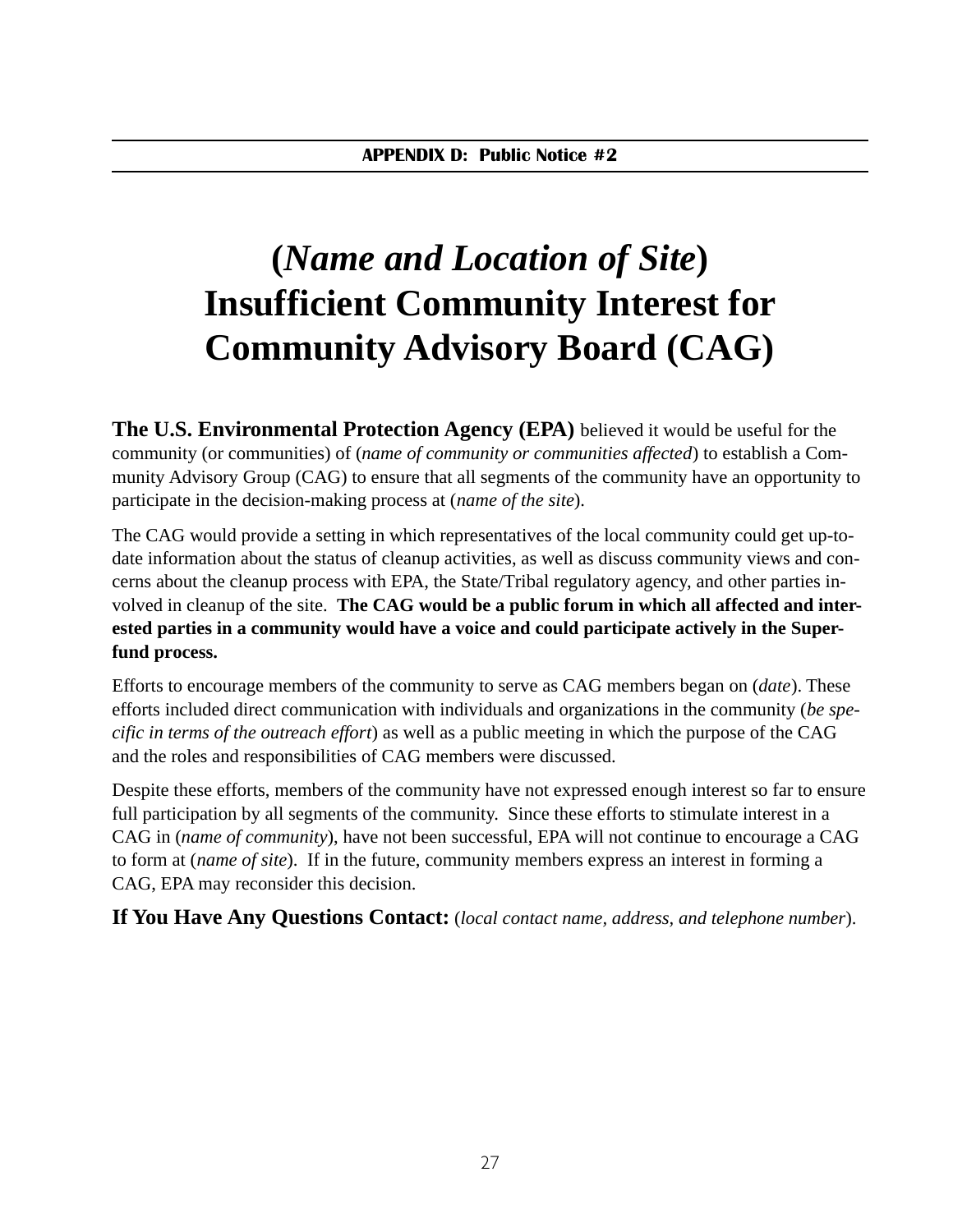**APPENDIX D: Public Notice #2**

# (*Name and Location of Site*) Insufficient Community Interest for Community Advisory Board (CAG)

**The U.S. Environmental Protection Agency (EPA)** believed it would be useful for the community (or communities) of (*name of community or communities affected*) to establish a Community Advisory Group (CAG) to ensure that all segments of the community have an opportunity to participate in the decision-making process at (*name of the site*).

The CAG would provide a setting in which representatives of the local community could get up-to-date information about the status of cleanup activities, as well as discuss community views and concerns about the cleanup process with EPA, the State/Tribal regulatory agency, and other parties involved in cleanup of the site. **The CAG would be a public forum in which all affected and interested parties in a community would have a voice and could participate actively in the Superfund process.**

Efforts to encourage members of the community to serve as CAG members began on (*date*). These efforts included direct communication with individuals and organizations in the community (*be specific in terms of the outreach effort*) as well as a public meeting in which the purpose of the CAG and the roles and responsibilities of CAG members were discussed.

Despite these efforts, members of the community have not expressed enough interest so far to ensure full participation by all segments of the community. Since these efforts to stimulate interest in a CAG in (*name of community*), have not been successful, EPA will not continue to encourage a CAG to form at (*name of site*). If in the future, community members express an interest in forming a CAG, EPA may reconsider this decision.

**If You Have Any Questions Contact:** (*local contact name, address, and telephone number*).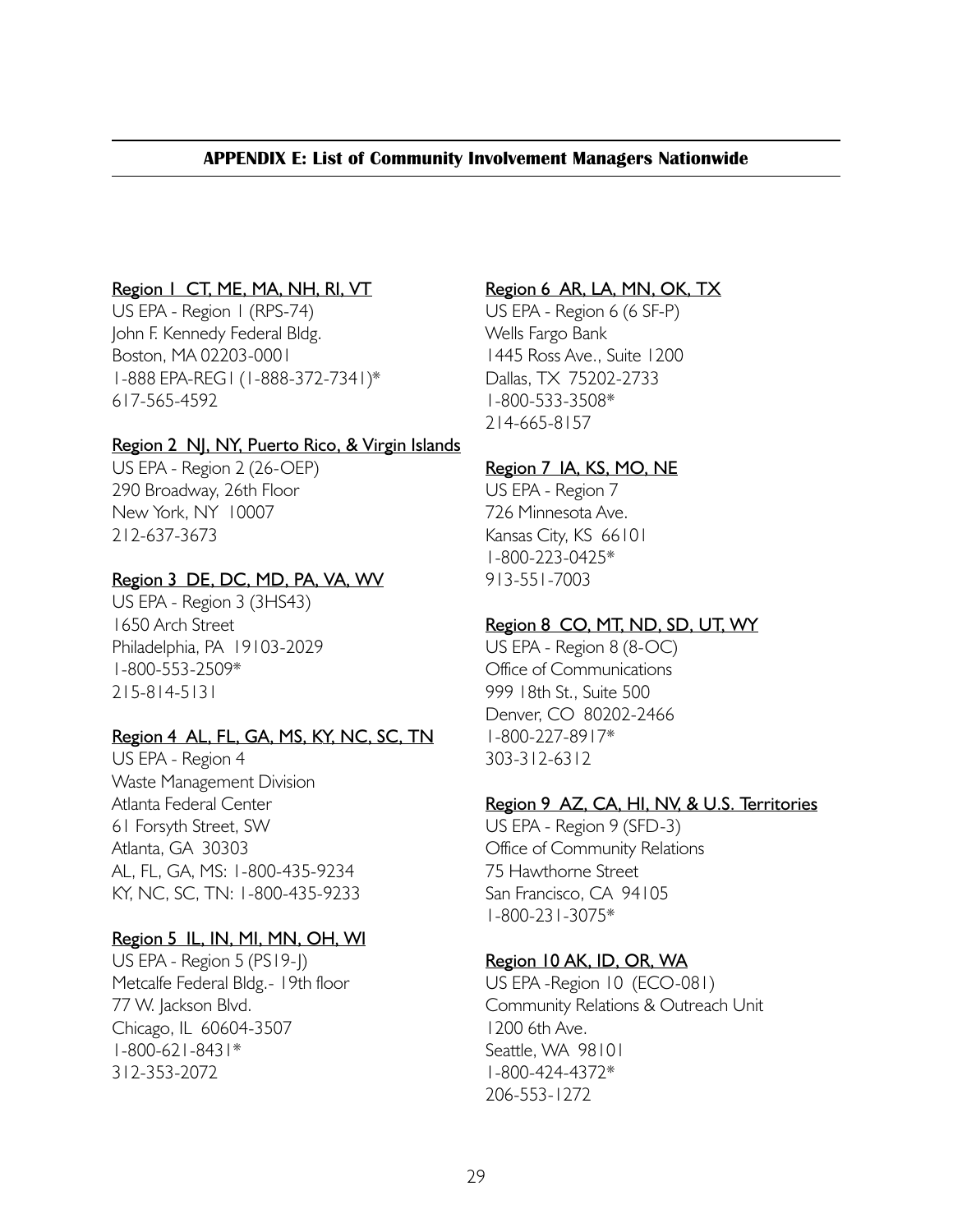## APPENDIX E: List of Community Involvement Managers Nationwide

**Region 1 CT, ME, MA, NH, RI, VT**

US EPA - Region 1 (RPS-74)
John F. Kennedy Federal Bldg.
Boston, MA 02203-0001
1-888 EPA-REG1 (1-888-372-7341)*
617-565-4592

**Region 2 NJ, NY, Puerto Rico, & Virgin Islands**

US EPA - Region 2 (26-OEP)
290 Broadway, 26th Floor
New York, NY 10007
212-637-3673

**Region 3 DE, DC, MD, PA, VA, WV**

US EPA - Region 3 (3HS43)
1650 Arch Street
Philadelphia, PA 19103-2029
1-800-553-2509*
215-814-5131

**Region 4 AL, FL, GA, MS, KY, NC, SC, TN**

US EPA - Region 4
Waste Management Division
Atlanta Federal Center
61 Forsyth Street, SW
Atlanta, GA 30303
AL, FL, GA, MS: 1-800-435-9234
KY, NC, SC, TN: 1-800-435-9233

**Region 5 IL, IN, MI, MN, OH, WI**

US EPA - Region 5 (PS19-J)
Metcalfe Federal Bldg.- 19th floor
77 W. Jackson Blvd.
Chicago, IL 60604-3507
1-800-621-8431*
312-353-2072

**Region 6 AR, LA, MN, OK, TX**

US EPA - Region 6 (6 SF-P)
Wells Fargo Bank
1445 Ross Ave., Suite 1200
Dallas, TX 75202-2733
1-800-533-3508*
214-665-8157

**Region 7 IA, KS, MO, NE**

US EPA - Region 7
726 Minnesota Ave.
Kansas City, KS 66101
1-800-223-0425*
913-551-7003

**Region 8 CO, MT, ND, SD, UT, WY**

US EPA - Region 8 (8-OC)
Office of Communications
999 18th St., Suite 500
Denver, CO 80202-2466
1-800-227-8917*
303-312-6312

**Region 9 AZ, CA, HI, NV, & U.S. Territories**

US EPA - Region 9 (SFD-3)
Office of Community Relations
75 Hawthorne Street
San Francisco, CA 94105
1-800-231-3075*

**Region 10 AK, ID, OR, WA**

US EPA -Region 10 (ECO-081)
Community Relations & Outreach Unit
1200 6th Ave.
Seattle, WA 98101
1-800-424-4372*
206-553-1272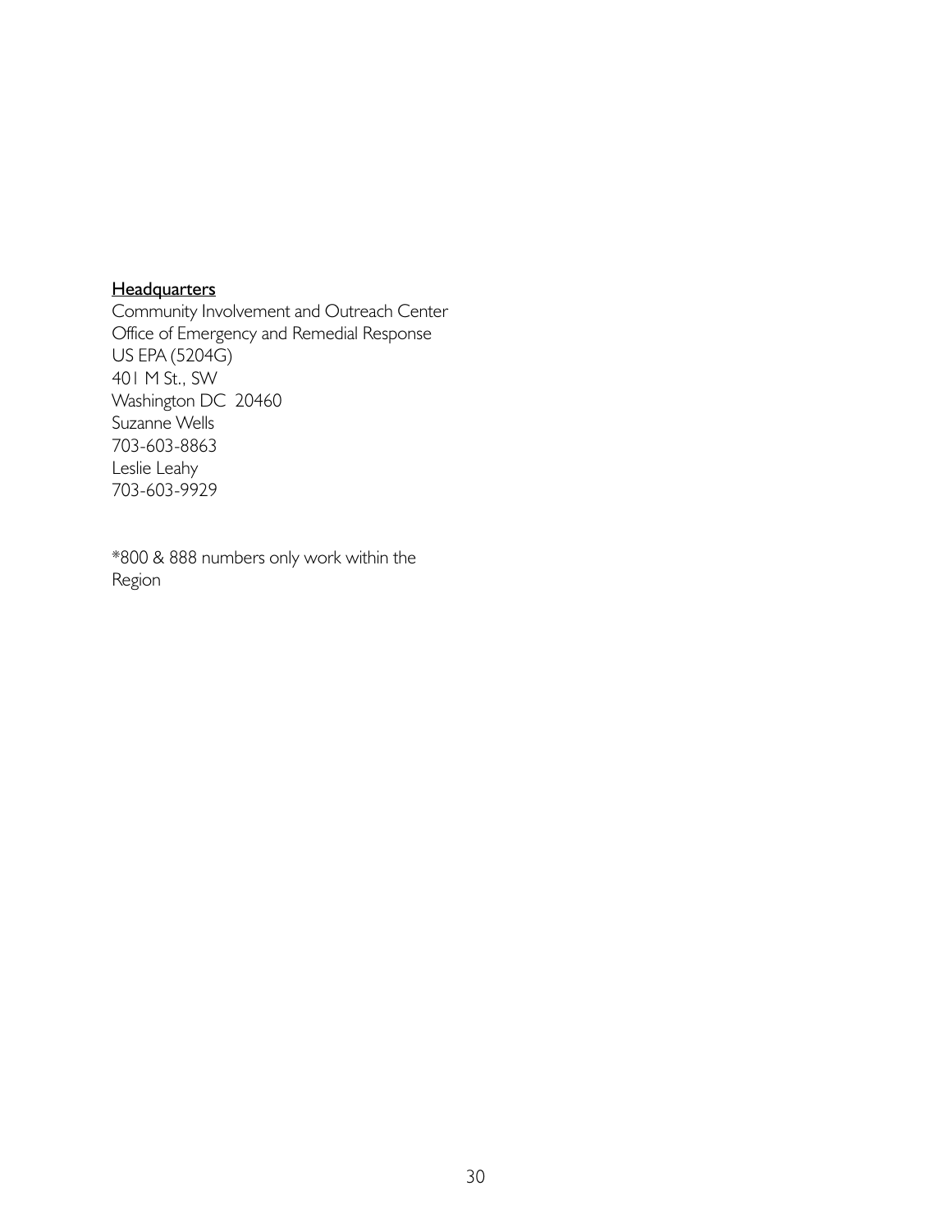<u>Headquarters</u>
Community Involvement and Outreach Center
Office of Emergency and Remedial Response
US EPA (5204G)
401 M St., SW
Washington DC 20460
Suzanne Wells
703-603-8863
Leslie Leahy
703-603-9929

*800 & 888 numbers only work within the Region